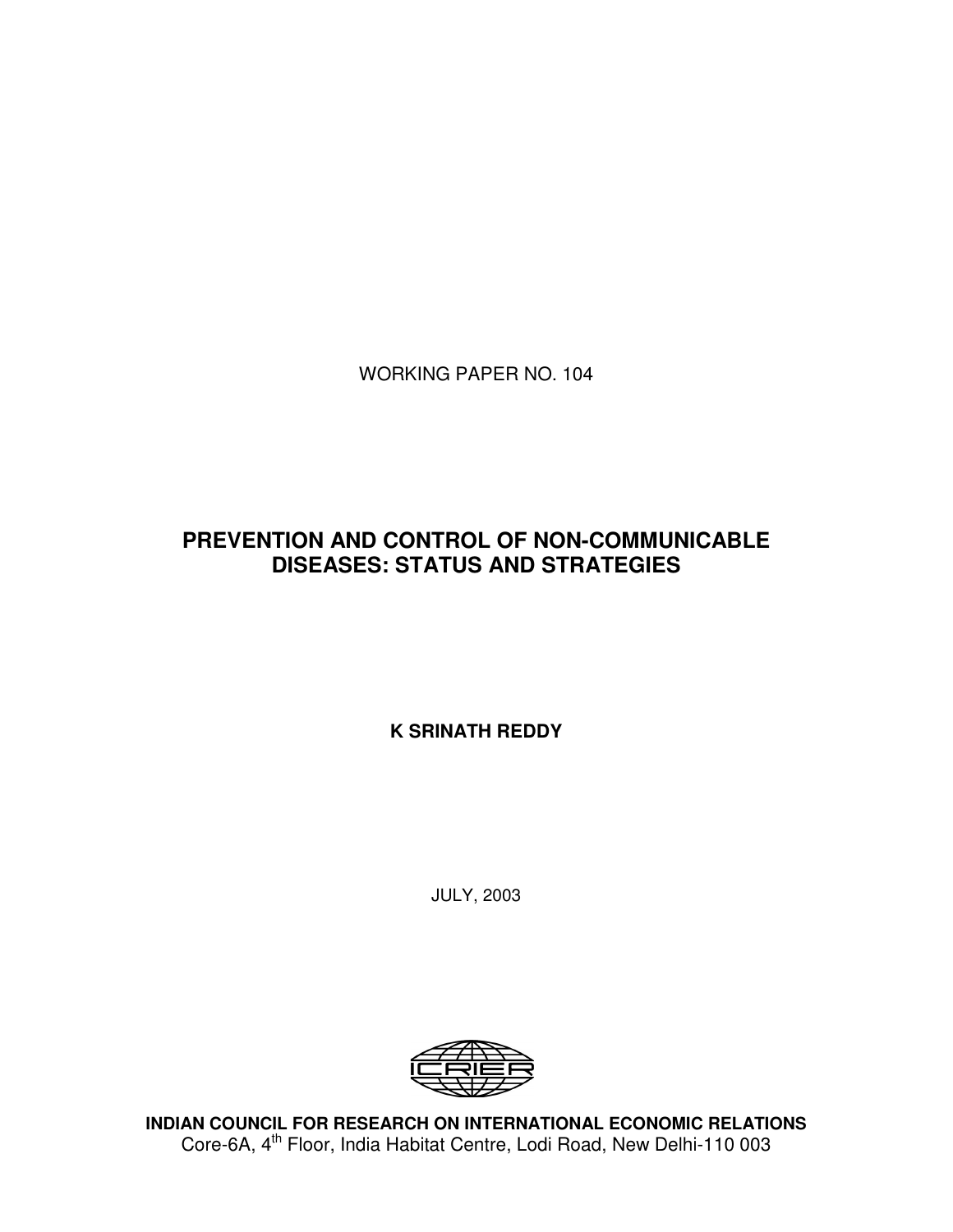WORKING PAPER NO. 104

# PREVENTION AND CONTROL OF NON-COMMUNICABLE DISEASES: STATUS AND STRATEGIES

**K SRINATH REDDY**

JULY, 2003

**INDIAN COUNCIL FOR RESEARCH ON INTERNATIONAL ECONOMIC RELATIONS**
Core-6A, 4th Floor, India Habitat Centre, Lodi Road, New Delhi-110 003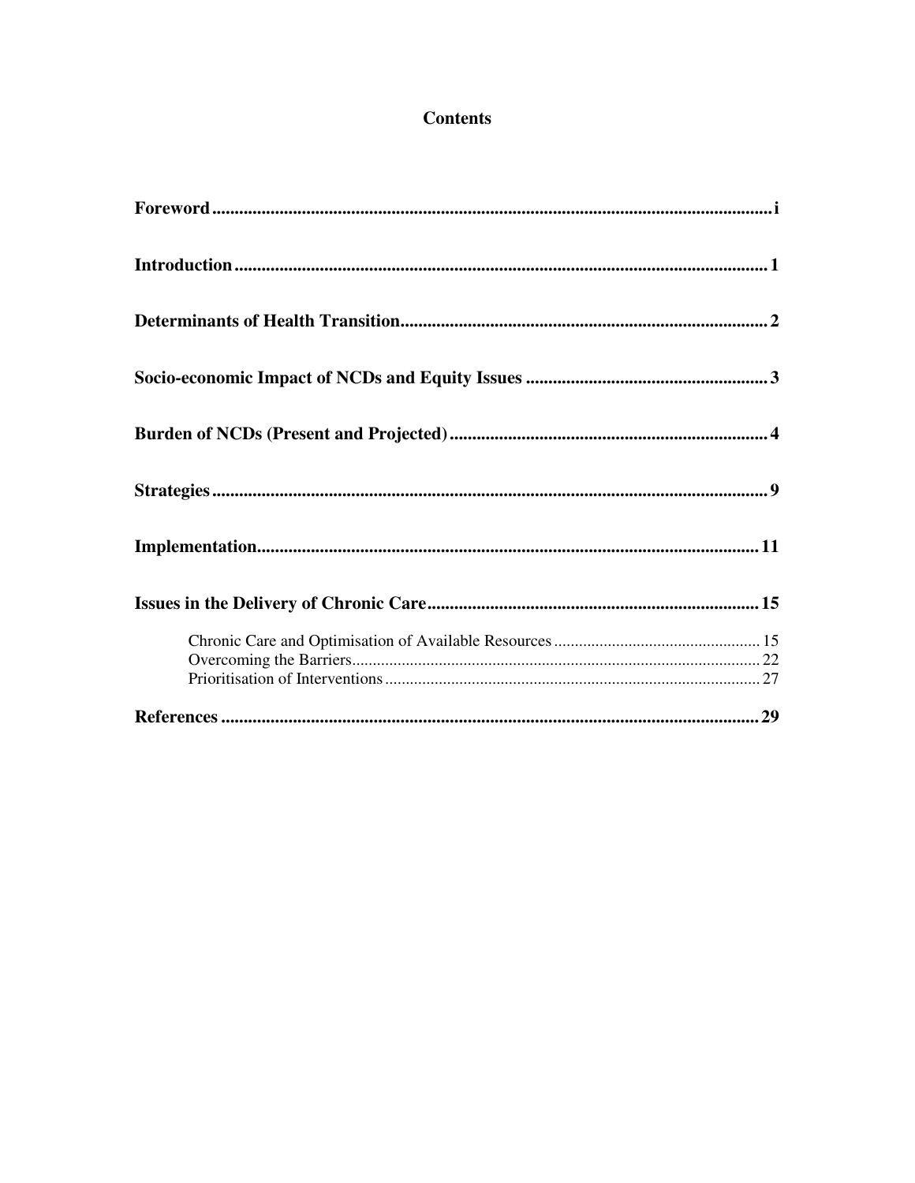# Contents

| | |
|---|---|
| **Foreword** | **i** |
| **Introduction** | **1** |
| **Determinants of Health Transition** | **2** |
| **Socio-economic Impact of NCDs and Equity Issues** | **3** |
| **Burden of NCDs (Present and Projected)** | **4** |
| **Strategies** | **9** |
| **Implementation** | **11** |
| **Issues in the Delivery of Chronic Care** | **15** |
| Chronic Care and Optimisation of Available Resources | 15 |
| Overcoming the Barriers | 22 |
| Prioritisation of Interventions | 27 |
| **References** | **29** |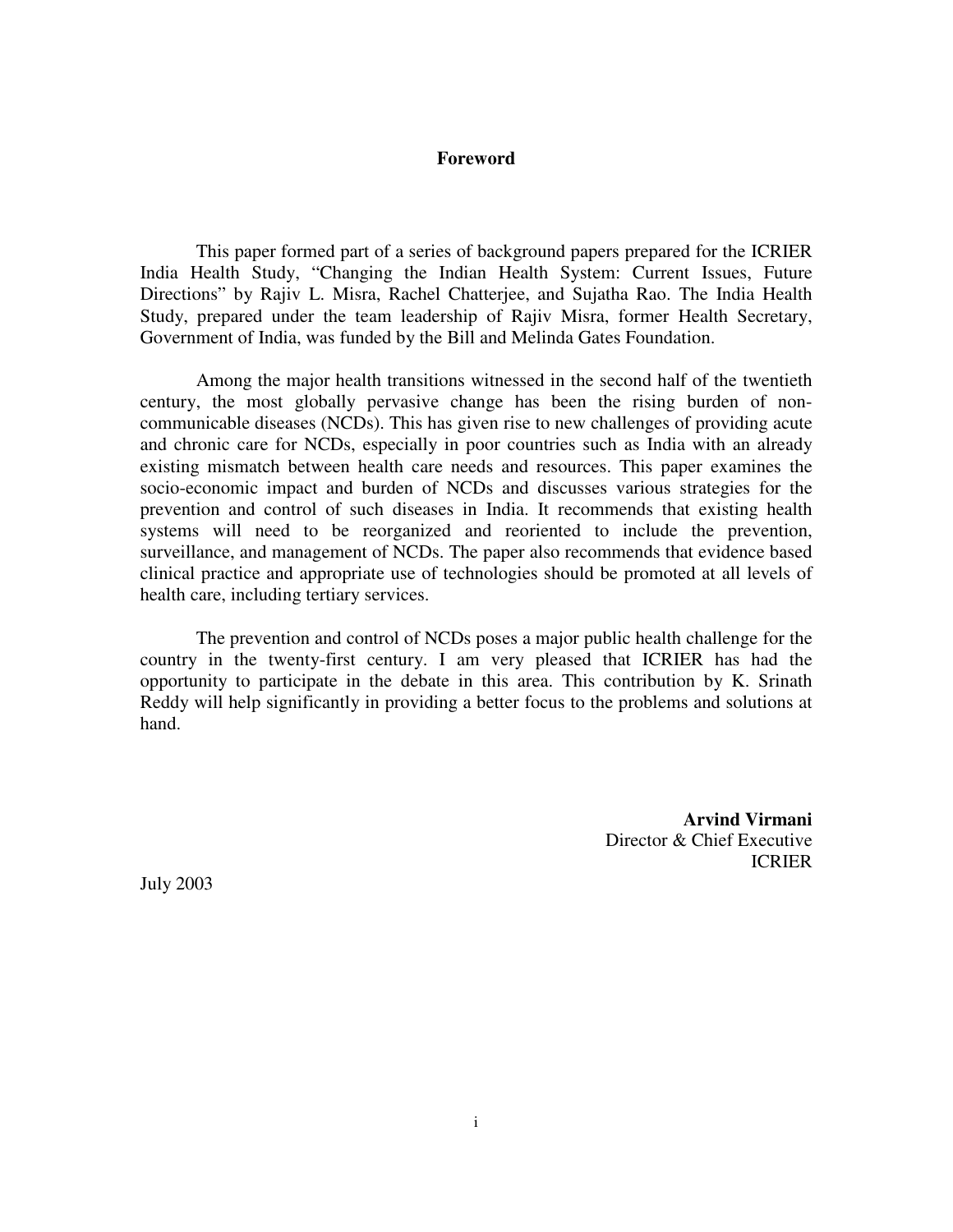# Foreword

This paper formed part of a series of background papers prepared for the ICRIER India Health Study, "Changing the Indian Health System: Current Issues, Future Directions" by Rajiv L. Misra, Rachel Chatterjee, and Sujatha Rao. The India Health Study, prepared under the team leadership of Rajiv Misra, former Health Secretary, Government of India, was funded by the Bill and Melinda Gates Foundation.

Among the major health transitions witnessed in the second half of the twentieth century, the most globally pervasive change has been the rising burden of non-communicable diseases (NCDs). This has given rise to new challenges of providing acute and chronic care for NCDs, especially in poor countries such as India with an already existing mismatch between health care needs and resources. This paper examines the socio-economic impact and burden of NCDs and discusses various strategies for the prevention and control of such diseases in India. It recommends that existing health systems will need to be reorganized and reoriented to include the prevention, surveillance, and management of NCDs. The paper also recommends that evidence based clinical practice and appropriate use of technologies should be promoted at all levels of health care, including tertiary services.

The prevention and control of NCDs poses a major public health challenge for the country in the twenty-first century. I am very pleased that ICRIER has had the opportunity to participate in the debate in this area. This contribution by K. Srinath Reddy will help significantly in providing a better focus to the problems and solutions at hand.

**Arvind Virmani**
Director & Chief Executive
ICRIER

July 2003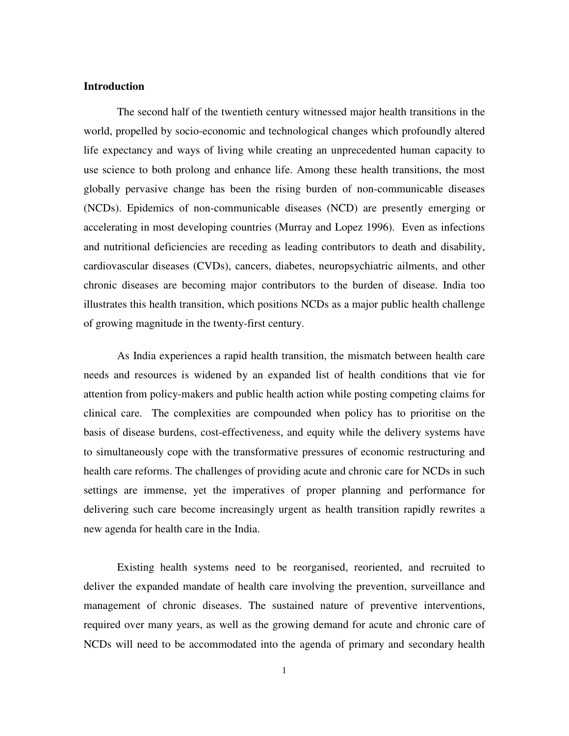## Introduction

The second half of the twentieth century witnessed major health transitions in the world, propelled by socio-economic and technological changes which profoundly altered life expectancy and ways of living while creating an unprecedented human capacity to use science to both prolong and enhance life. Among these health transitions, the most globally pervasive change has been the rising burden of non-communicable diseases (NCDs). Epidemics of non-communicable diseases (NCD) are presently emerging or accelerating in most developing countries (Murray and Lopez 1996). Even as infections and nutritional deficiencies are receding as leading contributors to death and disability, cardiovascular diseases (CVDs), cancers, diabetes, neuropsychiatric ailments, and other chronic diseases are becoming major contributors to the burden of disease. India too illustrates this health transition, which positions NCDs as a major public health challenge of growing magnitude in the twenty-first century.

As India experiences a rapid health transition, the mismatch between health care needs and resources is widened by an expanded list of health conditions that vie for attention from policy-makers and public health action while posting competing claims for clinical care. The complexities are compounded when policy has to prioritise on the basis of disease burdens, cost-effectiveness, and equity while the delivery systems have to simultaneously cope with the transformative pressures of economic restructuring and health care reforms. The challenges of providing acute and chronic care for NCDs in such settings are immense, yet the imperatives of proper planning and performance for delivering such care become increasingly urgent as health transition rapidly rewrites a new agenda for health care in the India.

Existing health systems need to be reorganised, reoriented, and recruited to deliver the expanded mandate of health care involving the prevention, surveillance and management of chronic diseases. The sustained nature of preventive interventions, required over many years, as well as the growing demand for acute and chronic care of NCDs will need to be accommodated into the agenda of primary and secondary health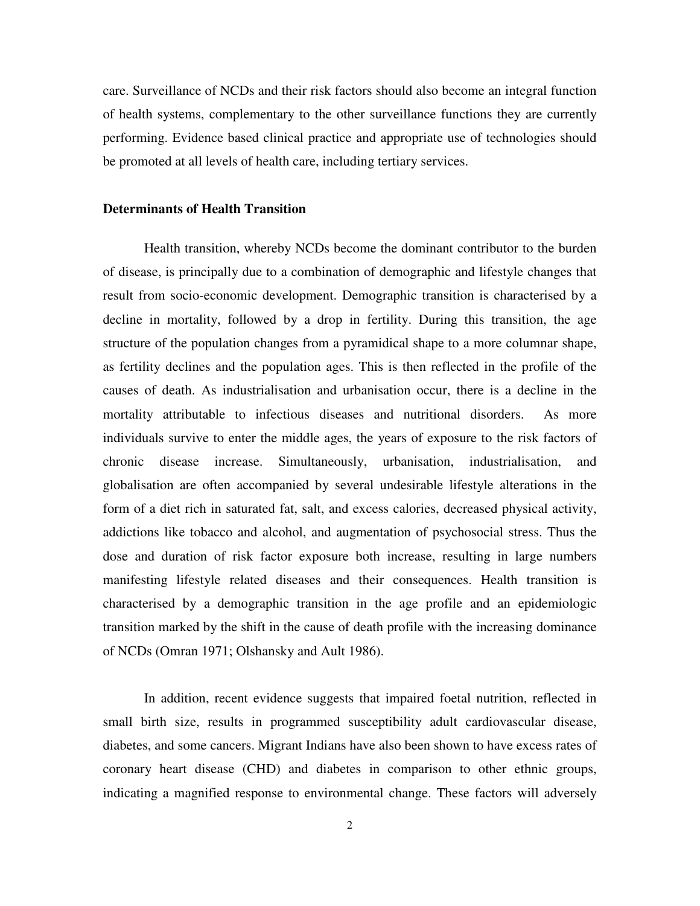care. Surveillance of NCDs and their risk factors should also become an integral function of health systems, complementary to the other surveillance functions they are currently performing. Evidence based clinical practice and appropriate use of technologies should be promoted at all levels of health care, including tertiary services.

**Determinants of Health Transition**

Health transition, whereby NCDs become the dominant contributor to the burden of disease, is principally due to a combination of demographic and lifestyle changes that result from socio-economic development. Demographic transition is characterised by a decline in mortality, followed by a drop in fertility. During this transition, the age structure of the population changes from a pyramidical shape to a more columnar shape, as fertility declines and the population ages. This is then reflected in the profile of the causes of death. As industrialisation and urbanisation occur, there is a decline in the mortality attributable to infectious diseases and nutritional disorders. As more individuals survive to enter the middle ages, the years of exposure to the risk factors of chronic disease increase. Simultaneously, urbanisation, industrialisation, and globalisation are often accompanied by several undesirable lifestyle alterations in the form of a diet rich in saturated fat, salt, and excess calories, decreased physical activity, addictions like tobacco and alcohol, and augmentation of psychosocial stress. Thus the dose and duration of risk factor exposure both increase, resulting in large numbers manifesting lifestyle related diseases and their consequences. Health transition is characterised by a demographic transition in the age profile and an epidemiologic transition marked by the shift in the cause of death profile with the increasing dominance of NCDs (Omran 1971; Olshansky and Ault 1986).

In addition, recent evidence suggests that impaired foetal nutrition, reflected in small birth size, results in programmed susceptibility adult cardiovascular disease, diabetes, and some cancers. Migrant Indians have also been shown to have excess rates of coronary heart disease (CHD) and diabetes in comparison to other ethnic groups, indicating a magnified response to environmental change. These factors will adversely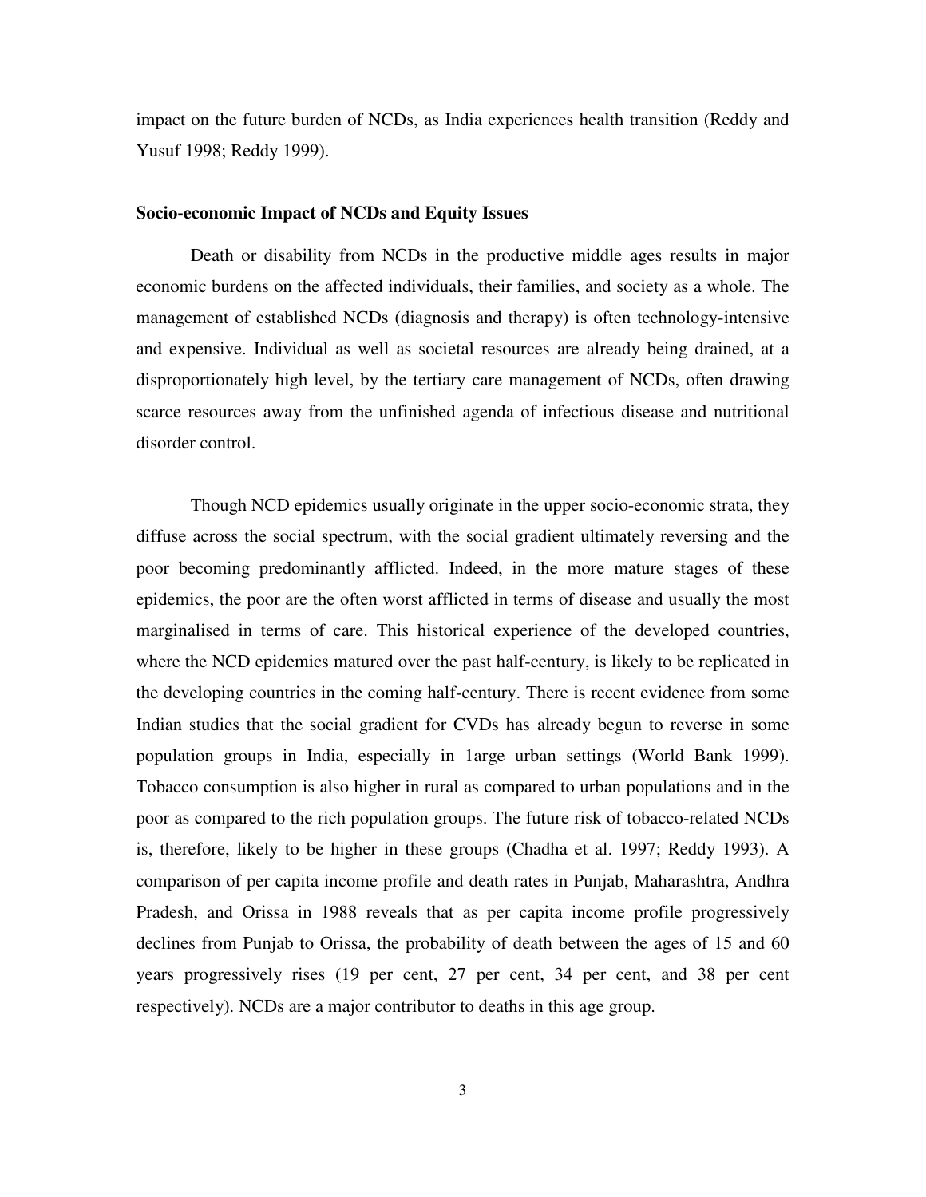impact on the future burden of NCDs, as India experiences health transition (Reddy and Yusuf 1998; Reddy 1999).

**Socio-economic Impact of NCDs and Equity Issues**

Death or disability from NCDs in the productive middle ages results in major economic burdens on the affected individuals, their families, and society as a whole. The management of established NCDs (diagnosis and therapy) is often technology-intensive and expensive. Individual as well as societal resources are already being drained, at a disproportionately high level, by the tertiary care management of NCDs, often drawing scarce resources away from the unfinished agenda of infectious disease and nutritional disorder control.

Though NCD epidemics usually originate in the upper socio-economic strata, they diffuse across the social spectrum, with the social gradient ultimately reversing and the poor becoming predominantly afflicted. Indeed, in the more mature stages of these epidemics, the poor are the often worst afflicted in terms of disease and usually the most marginalised in terms of care. This historical experience of the developed countries, where the NCD epidemics matured over the past half-century, is likely to be replicated in the developing countries in the coming half-century. There is recent evidence from some Indian studies that the social gradient for CVDs has already begun to reverse in some population groups in India, especially in 1arge urban settings (World Bank 1999). Tobacco consumption is also higher in rural as compared to urban populations and in the poor as compared to the rich population groups. The future risk of tobacco-related NCDs is, therefore, likely to be higher in these groups (Chadha et al. 1997; Reddy 1993). A comparison of per capita income profile and death rates in Punjab, Maharashtra, Andhra Pradesh, and Orissa in 1988 reveals that as per capita income profile progressively declines from Punjab to Orissa, the probability of death between the ages of 15 and 60 years progressively rises (19 per cent, 27 per cent, 34 per cent, and 38 per cent respectively). NCDs are a major contributor to deaths in this age group.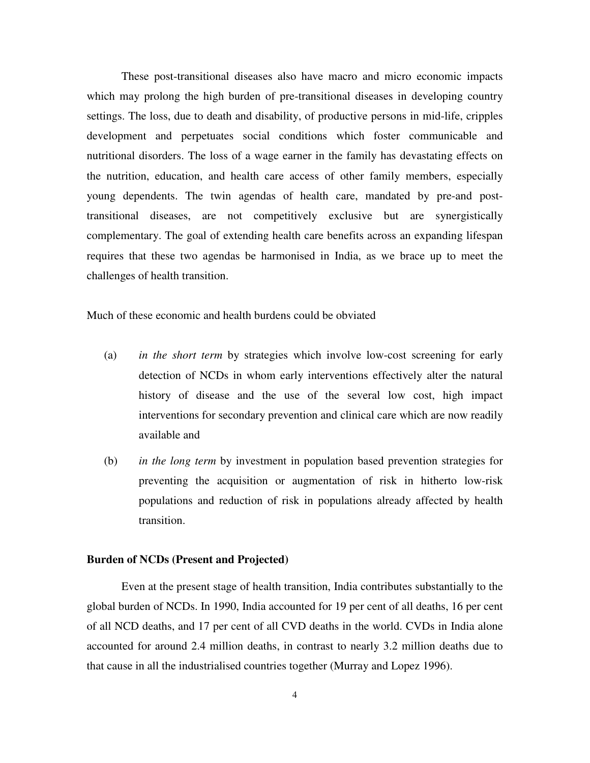These post-transitional diseases also have macro and micro economic impacts which may prolong the high burden of pre-transitional diseases in developing country settings. The loss, due to death and disability, of productive persons in mid-life, cripples development and perpetuates social conditions which foster communicable and nutritional disorders. The loss of a wage earner in the family has devastating effects on the nutrition, education, and health care access of other family members, especially young dependents. The twin agendas of health care, mandated by pre-and post-transitional diseases, are not competitively exclusive but are synergistically complementary. The goal of extending health care benefits across an expanding lifespan requires that these two agendas be harmonised in India, as we brace up to meet the challenges of health transition.

Much of these economic and health burdens could be obviated

(a) *in the short term* by strategies which involve low-cost screening for early detection of NCDs in whom early interventions effectively alter the natural history of disease and the use of the several low cost, high impact interventions for secondary prevention and clinical care which are now readily available and

(b) *in the long term* by investment in population based prevention strategies for preventing the acquisition or augmentation of risk in hitherto low-risk populations and reduction of risk in populations already affected by health transition.

**Burden of NCDs (Present and Projected)**

Even at the present stage of health transition, India contributes substantially to the global burden of NCDs. In 1990, India accounted for 19 per cent of all deaths, 16 per cent of all NCD deaths, and 17 per cent of all CVD deaths in the world. CVDs in India alone accounted for around 2.4 million deaths, in contrast to nearly 3.2 million deaths due to that cause in all the industrialised countries together (Murray and Lopez 1996).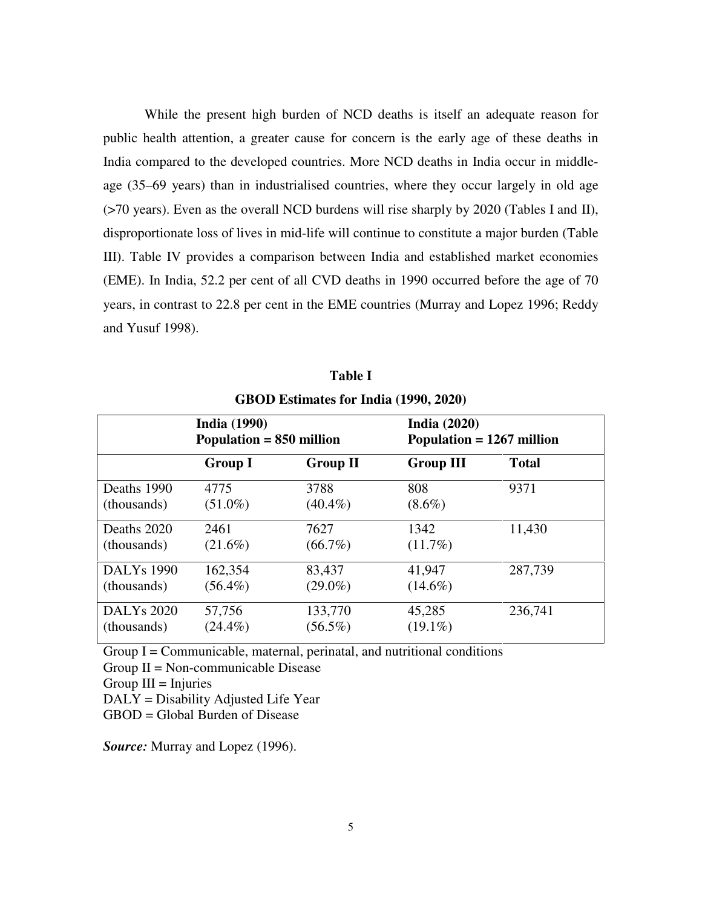While the present high burden of NCD deaths is itself an adequate reason for public health attention, a greater cause for concern is the early age of these deaths in India compared to the developed countries. More NCD deaths in India occur in middle-age (35–69 years) than in industrialised countries, where they occur largely in old age (>70 years). Even as the overall NCD burdens will rise sharply by 2020 (Tables I and II), disproportionate loss of lives in mid-life will continue to constitute a major burden (Table III). Table IV provides a comparison between India and established market economies (EME). In India, 52.2 per cent of all CVD deaths in 1990 occurred before the age of 70 years, in contrast to 22.8 per cent in the EME countries (Murray and Lopez 1996; Reddy and Yusuf 1998).

**Table I**

**GBOD Estimates for India (1990, 2020)**

| | **India (1990) Population = 850 million** | | **India (2020) Population = 1267 million** | |
|---|---|---|---|---|
| | **Group I** | **Group II** | **Group III** | **Total** |
| Deaths 1990 (thousands) | 4775 (51.0%) | 3788 (40.4%) | 808 (8.6%) | 9371 |
| Deaths 2020 (thousands) | 2461 (21.6%) | 7627 (66.7%) | 1342 (11.7%) | 11,430 |
| DALYs 1990 (thousands) | 162,354 (56.4%) | 83,437 (29.0%) | 41,947 (14.6%) | 287,739 |
| DALYs 2020 (thousands) | 57,756 (24.4%) | 133,770 (56.5%) | 45,285 (19.1%) | 236,741 |

Group I = Communicable, maternal, perinatal, and nutritional conditions
Group II = Non-communicable Disease
Group III = Injuries
DALY = Disability Adjusted Life Year
GBOD = Global Burden of Disease

***Source:*** Murray and Lopez (1996).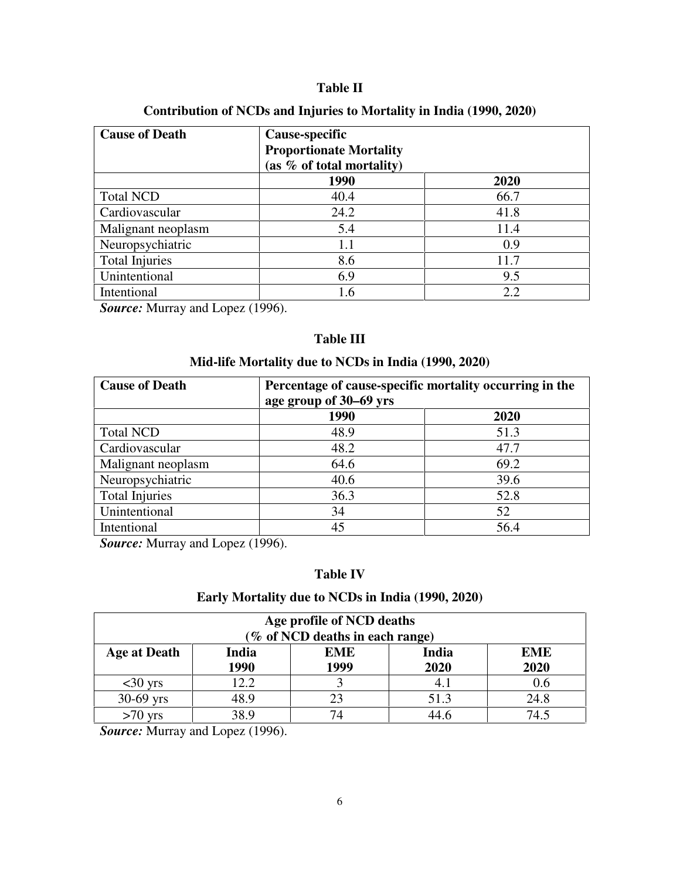## Table II

### Contribution of NCDs and Injuries to Mortality in India (1990, 2020)

| Cause of Death | Cause-specific Proportionate Mortality (as % of total mortality) | |
|---|---|---|
| | **1990** | **2020** |
| Total NCD | 40.4 | 66.7 |
| Cardiovascular | 24.2 | 41.8 |
| Malignant neoplasm | 5.4 | 11.4 |
| Neuropsychiatric | 1.1 | 0.9 |
| Total Injuries | 8.6 | 11.7 |
| Unintentional | 6.9 | 9.5 |
| Intentional | 1.6 | 2.2 |

***Source:*** Murray and Lopez (1996).

## Table III

### Mid-life Mortality due to NCDs in India (1990, 2020)

| Cause of Death | Percentage of cause-specific mortality occurring in the age group of 30–69 yrs | |
|---|---|---|
| | **1990** | **2020** |
| Total NCD | 48.9 | 51.3 |
| Cardiovascular | 48.2 | 47.7 |
| Malignant neoplasm | 64.6 | 69.2 |
| Neuropsychiatric | 40.6 | 39.6 |
| Total Injuries | 36.3 | 52.8 |
| Unintentional | 34 | 52 |
| Intentional | 45 | 56.4 |

***Source:*** Murray and Lopez (1996).

## Table IV

### Early Mortality due to NCDs in India (1990, 2020)

| Age profile of NCD deaths (% of NCD deaths in each range) | | | | |
|---|---|---|---|---|
| **Age at Death** | **India 1990** | **EME 1999** | **India 2020** | **EME 2020** |
| <30 yrs | 12.2 | 3 | 4.1 | 0.6 |
| 30-69 yrs | 48.9 | 23 | 51.3 | 24.8 |
| >70 yrs | 38.9 | 74 | 44.6 | 74.5 |

***Source:*** Murray and Lopez (1996).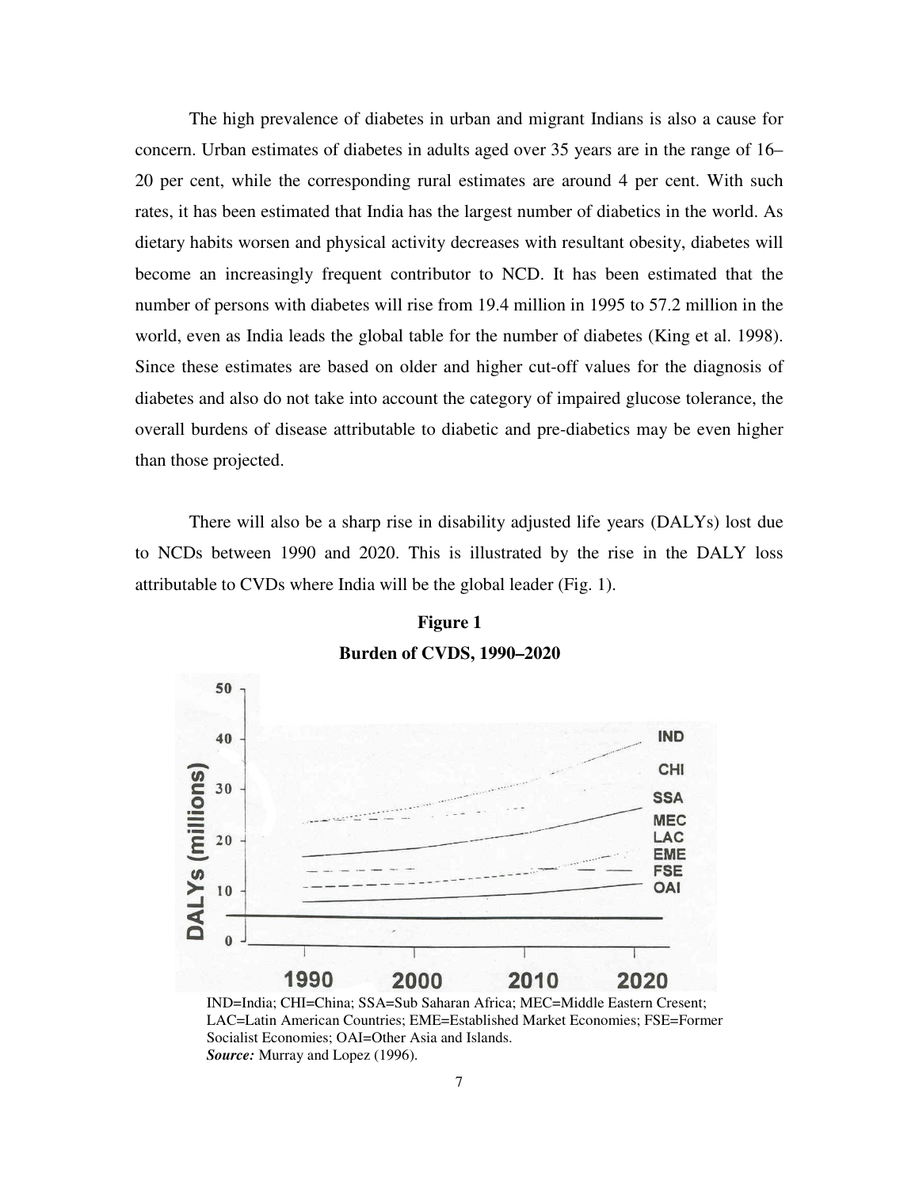The high prevalence of diabetes in urban and migrant Indians is also a cause for concern. Urban estimates of diabetes in adults aged over 35 years are in the range of 16–20 per cent, while the corresponding rural estimates are around 4 per cent. With such rates, it has been estimated that India has the largest number of diabetics in the world. As dietary habits worsen and physical activity decreases with resultant obesity, diabetes will become an increasingly frequent contributor to NCD. It has been estimated that the number of persons with diabetes will rise from 19.4 million in 1995 to 57.2 million in the world, even as India leads the global table for the number of diabetes (King et al. 1998). Since these estimates are based on older and higher cut-off values for the diagnosis of diabetes and also do not take into account the category of impaired glucose tolerance, the overall burdens of disease attributable to diabetic and pre-diabetics may be even higher than those projected.

There will also be a sharp rise in disability adjusted life years (DALYs) lost due to NCDs between 1990 and 2020. This is illustrated by the rise in the DALY loss attributable to CVDs where India will be the global leader (Fig. 1).

**Figure 1**

**Burden of CVDS, 1990–2020**

IND=India; CHI=China; SSA=Sub Saharan Africa; MEC=Middle Eastern Cresent; LAC=Latin American Countries; EME=Established Market Economies; FSE=Former Socialist Economies; OAI=Other Asia and Islands.

***Source:*** Murray and Lopez (1996).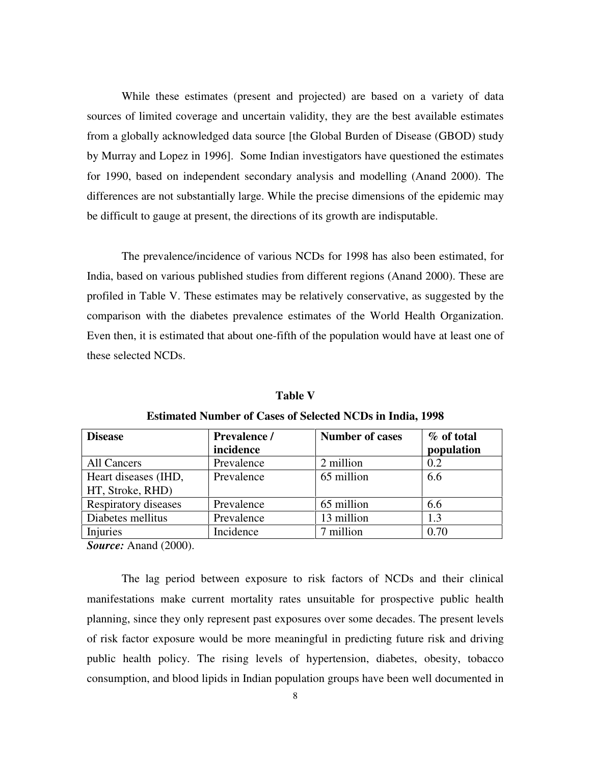While these estimates (present and projected) are based on a variety of data sources of limited coverage and uncertain validity, they are the best available estimates from a globally acknowledged data source [the Global Burden of Disease (GBOD) study by Murray and Lopez in 1996]. Some Indian investigators have questioned the estimates for 1990, based on independent secondary analysis and modelling (Anand 2000). The differences are not substantially large. While the precise dimensions of the epidemic may be difficult to gauge at present, the directions of its growth are indisputable.

The prevalence/incidence of various NCDs for 1998 has also been estimated, for India, based on various published studies from different regions (Anand 2000). These are profiled in Table V. These estimates may be relatively conservative, as suggested by the comparison with the diabetes prevalence estimates of the World Health Organization. Even then, it is estimated that about one-fifth of the population would have at least one of these selected NCDs.

**Table V**

**Estimated Number of Cases of Selected NCDs in India, 1998**

| Disease | Prevalence / incidence | Number of cases | % of total population |
|---|---|---|---|
| All Cancers | Prevalence | 2 million | 0.2 |
| Heart diseases (IHD, HT, Stroke, RHD) | Prevalence | 65 million | 6.6 |
| Respiratory diseases | Prevalence | 65 million | 6.6 |
| Diabetes mellitus | Prevalence | 13 million | 1.3 |
| Injuries | Incidence | 7 million | 0.70 |

***Source:*** Anand (2000).

The lag period between exposure to risk factors of NCDs and their clinical manifestations make current mortality rates unsuitable for prospective public health planning, since they only represent past exposures over some decades. The present levels of risk factor exposure would be more meaningful in predicting future risk and driving public health policy. The rising levels of hypertension, diabetes, obesity, tobacco consumption, and blood lipids in Indian population groups have been well documented in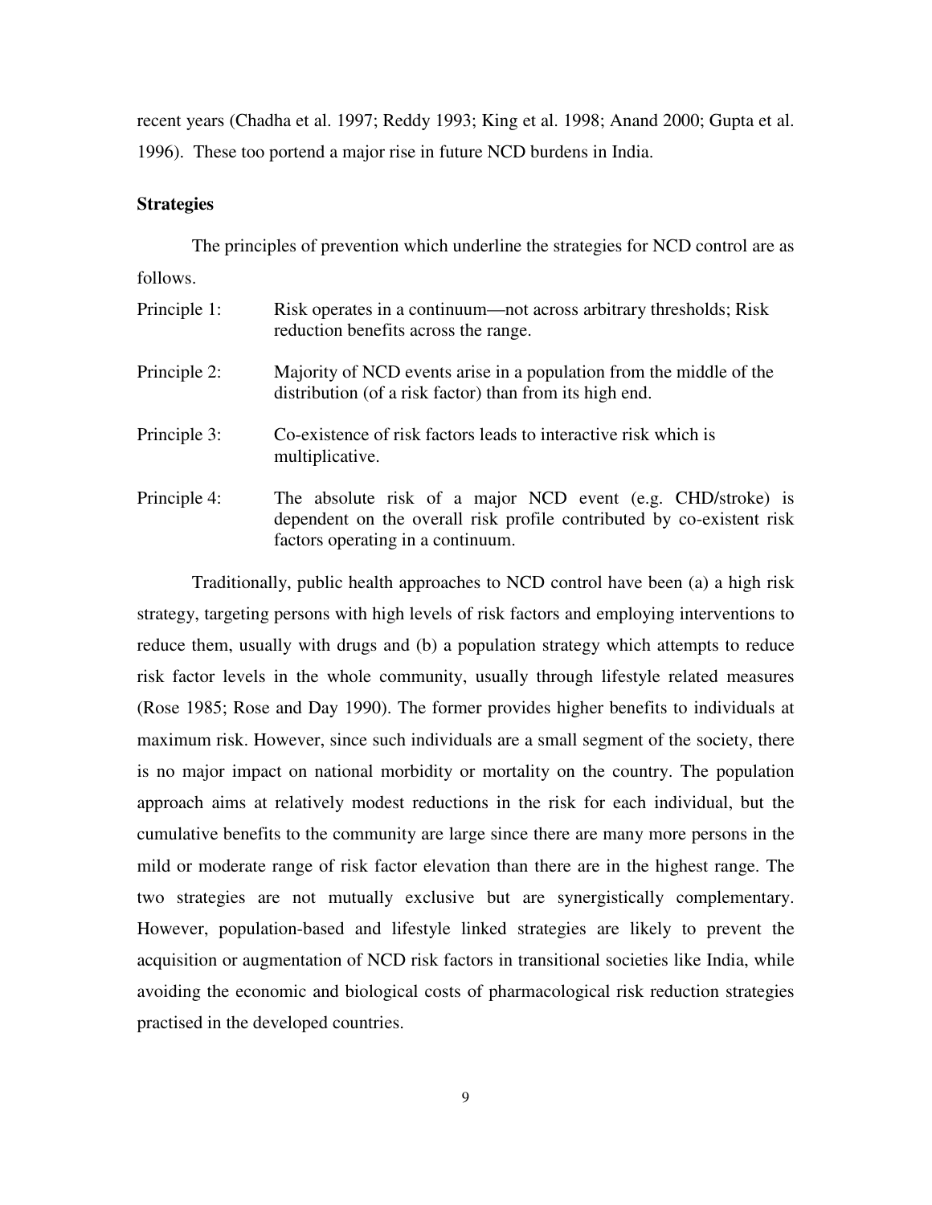recent years (Chadha et al. 1997; Reddy 1993; King et al. 1998; Anand 2000; Gupta et al. 1996). These too portend a major rise in future NCD burdens in India.

**Strategies**

The principles of prevention which underline the strategies for NCD control are as follows.

Principle 1: Risk operates in a continuum—not across arbitrary thresholds; Risk reduction benefits across the range.

Principle 2: Majority of NCD events arise in a population from the middle of the distribution (of a risk factor) than from its high end.

Principle 3: Co-existence of risk factors leads to interactive risk which is multiplicative.

Principle 4: The absolute risk of a major NCD event (e.g. CHD/stroke) is dependent on the overall risk profile contributed by co-existent risk factors operating in a continuum.

Traditionally, public health approaches to NCD control have been (a) a high risk strategy, targeting persons with high levels of risk factors and employing interventions to reduce them, usually with drugs and (b) a population strategy which attempts to reduce risk factor levels in the whole community, usually through lifestyle related measures (Rose 1985; Rose and Day 1990). The former provides higher benefits to individuals at maximum risk. However, since such individuals are a small segment of the society, there is no major impact on national morbidity or mortality on the country. The population approach aims at relatively modest reductions in the risk for each individual, but the cumulative benefits to the community are large since there are many more persons in the mild or moderate range of risk factor elevation than there are in the highest range. The two strategies are not mutually exclusive but are synergistically complementary. However, population-based and lifestyle linked strategies are likely to prevent the acquisition or augmentation of NCD risk factors in transitional societies like India, while avoiding the economic and biological costs of pharmacological risk reduction strategies practised in the developed countries.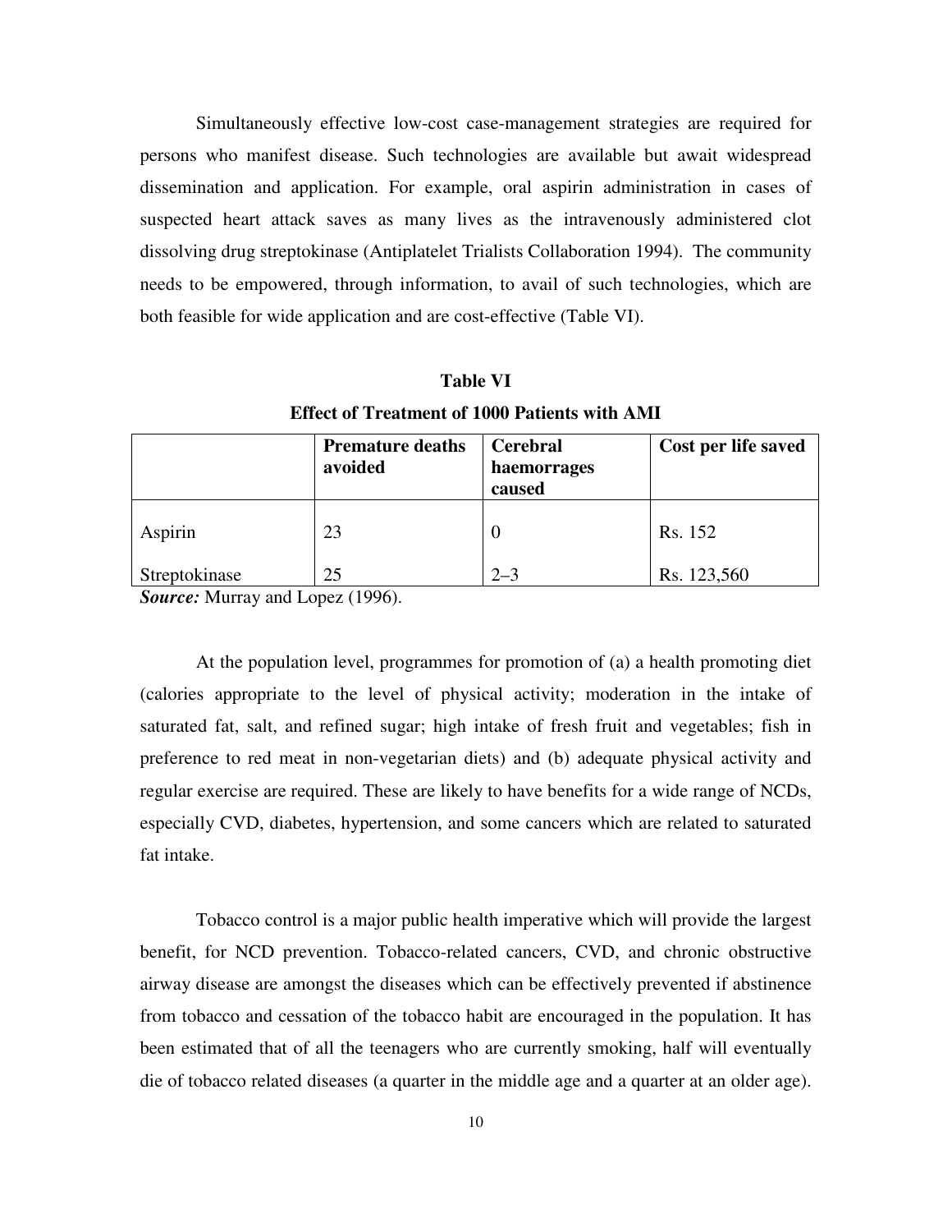Simultaneously effective low-cost case-management strategies are required for persons who manifest disease. Such technologies are available but await widespread dissemination and application. For example, oral aspirin administration in cases of suspected heart attack saves as many lives as the intravenously administered clot dissolving drug streptokinase (Antiplatelet Trialists Collaboration 1994). The community needs to be empowered, through information, to avail of such technologies, which are both feasible for wide application and are cost-effective (Table VI).

**Table VI**

**Effect of Treatment of 1000 Patients with AMI**

| | **Premature deaths avoided** | **Cerebral haemorrages caused** | **Cost per life saved** |
|---|---|---|---|
| Aspirin | 23 | 0 | Rs. 152 |
| Streptokinase | 25 | 2–3 | Rs. 123,560 |

***Source:*** Murray and Lopez (1996).

At the population level, programmes for promotion of (a) a health promoting diet (calories appropriate to the level of physical activity; moderation in the intake of saturated fat, salt, and refined sugar; high intake of fresh fruit and vegetables; fish in preference to red meat in non-vegetarian diets) and (b) adequate physical activity and regular exercise are required. These are likely to have benefits for a wide range of NCDs, especially CVD, diabetes, hypertension, and some cancers which are related to saturated fat intake.

Tobacco control is a major public health imperative which will provide the largest benefit, for NCD prevention. Tobacco-related cancers, CVD, and chronic obstructive airway disease are amongst the diseases which can be effectively prevented if abstinence from tobacco and cessation of the tobacco habit are encouraged in the population. It has been estimated that of all the teenagers who are currently smoking, half will eventually die of tobacco related diseases (a quarter in the middle age and a quarter at an older age).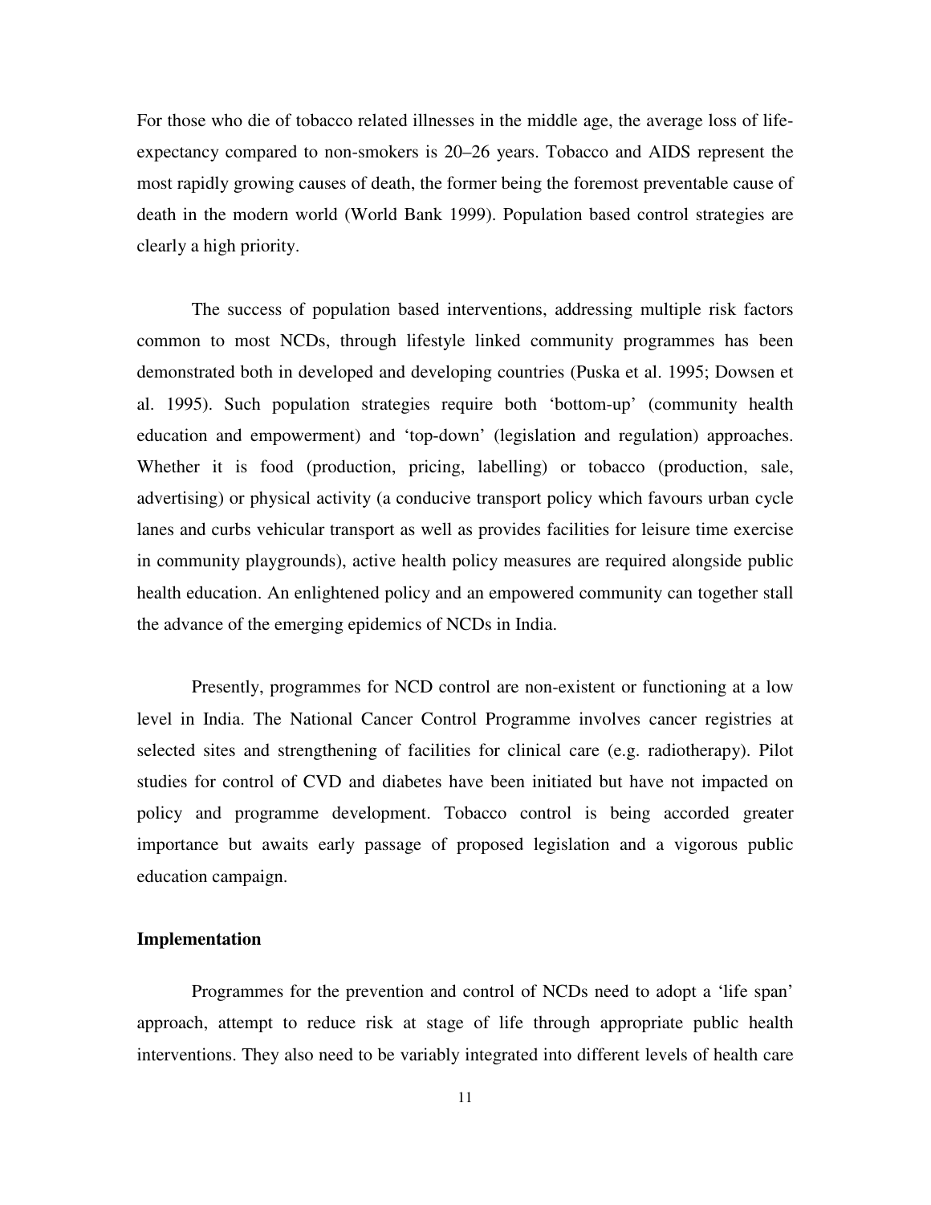For those who die of tobacco related illnesses in the middle age, the average loss of life-expectancy compared to non-smokers is 20–26 years. Tobacco and AIDS represent the most rapidly growing causes of death, the former being the foremost preventable cause of death in the modern world (World Bank 1999). Population based control strategies are clearly a high priority.

The success of population based interventions, addressing multiple risk factors common to most NCDs, through lifestyle linked community programmes has been demonstrated both in developed and developing countries (Puska et al. 1995; Dowsen et al. 1995). Such population strategies require both 'bottom-up' (community health education and empowerment) and 'top-down' (legislation and regulation) approaches. Whether it is food (production, pricing, labelling) or tobacco (production, sale, advertising) or physical activity (a conducive transport policy which favours urban cycle lanes and curbs vehicular transport as well as provides facilities for leisure time exercise in community playgrounds), active health policy measures are required alongside public health education. An enlightened policy and an empowered community can together stall the advance of the emerging epidemics of NCDs in India.

Presently, programmes for NCD control are non-existent or functioning at a low level in India. The National Cancer Control Programme involves cancer registries at selected sites and strengthening of facilities for clinical care (e.g. radiotherapy). Pilot studies for control of CVD and diabetes have been initiated but have not impacted on policy and programme development. Tobacco control is being accorded greater importance but awaits early passage of proposed legislation and a vigorous public education campaign.

**Implementation**

Programmes for the prevention and control of NCDs need to adopt a 'life span' approach, attempt to reduce risk at stage of life through appropriate public health interventions. They also need to be variably integrated into different levels of health care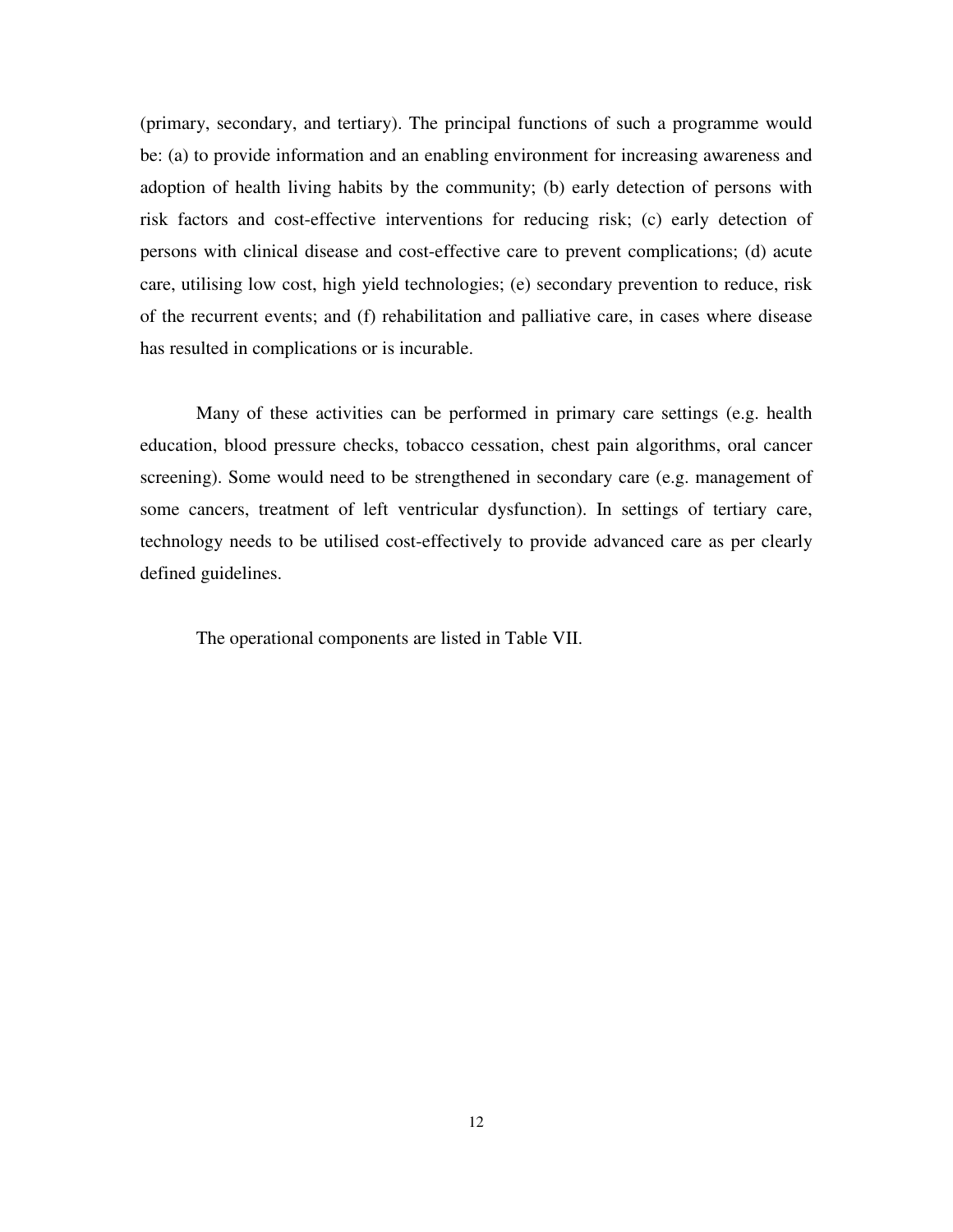(primary, secondary, and tertiary). The principal functions of such a programme would be: (a) to provide information and an enabling environment for increasing awareness and adoption of health living habits by the community; (b) early detection of persons with risk factors and cost-effective interventions for reducing risk; (c) early detection of persons with clinical disease and cost-effective care to prevent complications; (d) acute care, utilising low cost, high yield technologies; (e) secondary prevention to reduce, risk of the recurrent events; and (f) rehabilitation and palliative care, in cases where disease has resulted in complications or is incurable.

Many of these activities can be performed in primary care settings (e.g. health education, blood pressure checks, tobacco cessation, chest pain algorithms, oral cancer screening). Some would need to be strengthened in secondary care (e.g. management of some cancers, treatment of left ventricular dysfunction). In settings of tertiary care, technology needs to be utilised cost-effectively to provide advanced care as per clearly defined guidelines.

The operational components are listed in Table VII.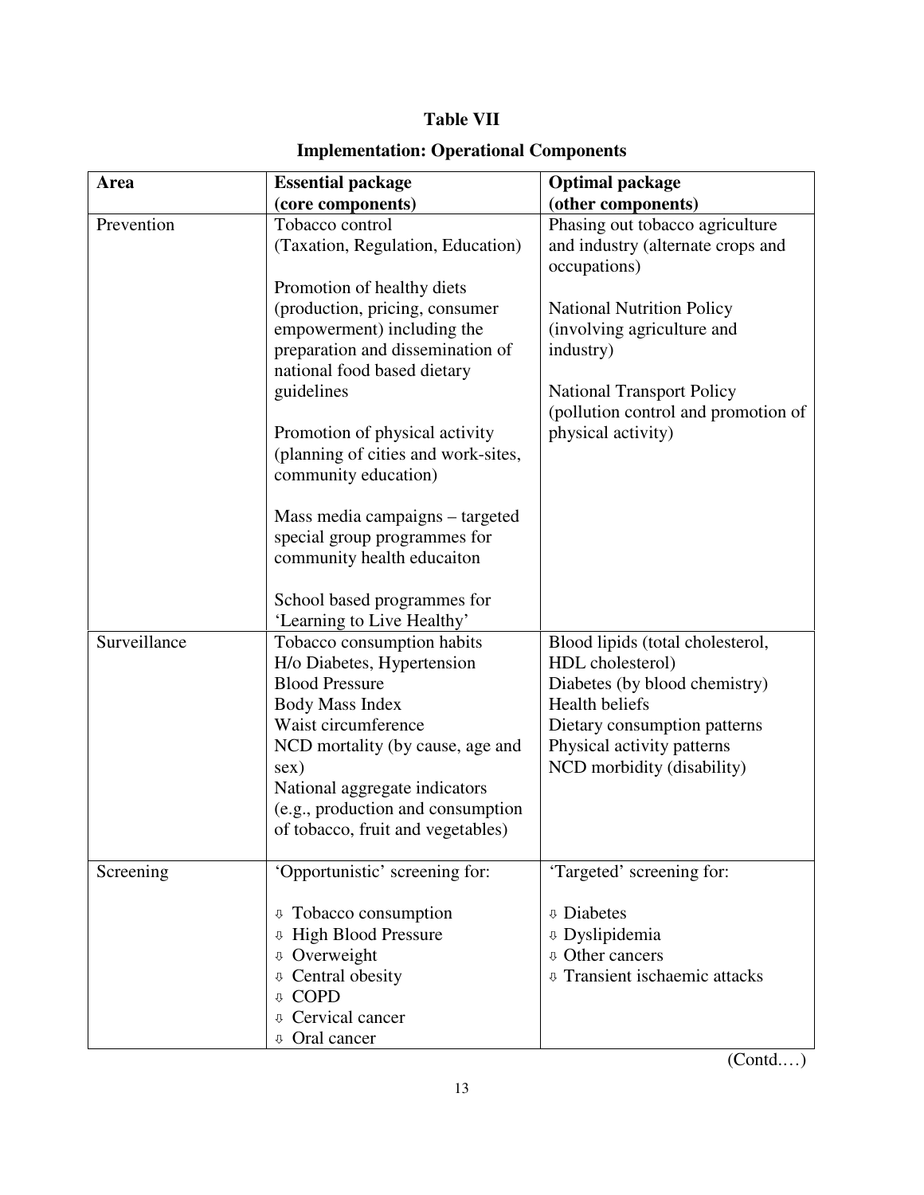**Table VII**

**Implementation: Operational Components**

| **Area** | **Essential package (core components)** | **Optimal package (other components)** |
|---|---|---|
| Prevention | Tobacco control (Taxation, Regulation, Education)<br><br>Promotion of healthy diets (production, pricing, consumer empowerment) including the preparation and dissemination of national food based dietary guidelines<br><br>Promotion of physical activity (planning of cities and work-sites, community education)<br><br>Mass media campaigns – targeted special group programmes for community health educaiton<br><br>School based programmes for 'Learning to Live Healthy' | Phasing out tobacco agriculture and industry (alternate crops and occupations)<br><br>National Nutrition Policy (involving agriculture and industry)<br><br>National Transport Policy (pollution control and promotion of physical activity) |
| Surveillance | Tobacco consumption habits<br>H/o Diabetes, Hypertension<br>Blood Pressure<br>Body Mass Index<br>Waist circumference<br>NCD mortality (by cause, age and sex)<br>National aggregate indicators (e.g., production and consumption of tobacco, fruit and vegetables) | Blood lipids (total cholesterol, HDL cholesterol)<br>Diabetes (by blood chemistry)<br>Health beliefs<br>Dietary consumption patterns<br>Physical activity patterns<br>NCD morbidity (disability) |
| Screening | 'Opportunistic' screening for:<br><br>⇩ Tobacco consumption<br>⇩ High Blood Pressure<br>⇩ Overweight<br>⇩ Central obesity<br>⇩ COPD<br>⇩ Cervical cancer<br>⇩ Oral cancer | 'Targeted' screening for:<br><br>⇩ Diabetes<br>⇩ Dyslipidemia<br>⇩ Other cancers<br>⇩ Transient ischaemic attacks |

(Contd.…)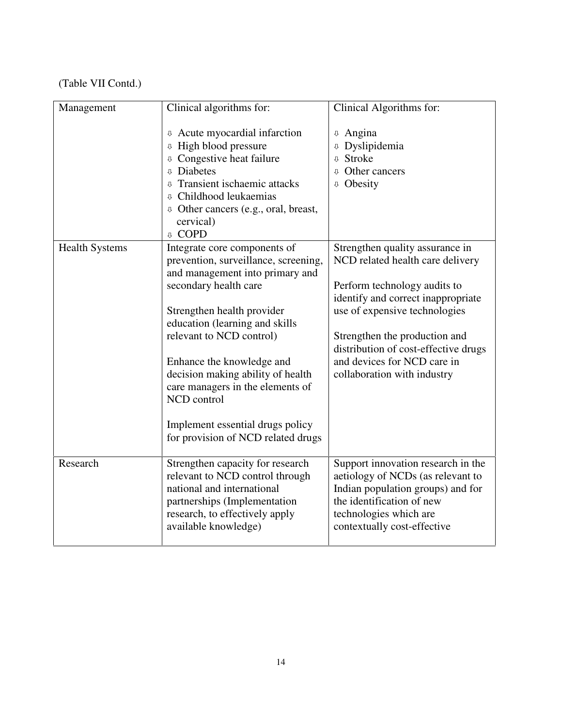(Table VII Contd.)

| Management | Clinical algorithms for:<br><br>⇩ Acute myocardial infarction<br>⇩ High blood pressure<br>⇩ Congestive heat failure<br>⇩ Diabetes<br>⇩ Transient ischaemic attacks<br>⇩ Childhood leukaemias<br>⇩ Other cancers (e.g., oral, breast, cervical)<br>⇩ COPD | Clinical Algorithms for:<br><br>⇩ Angina<br>⇩ Dyslipidemia<br>⇩ Stroke<br>⇩ Other cancers<br>⇩ Obesity |
|---|---|---|
| Health Systems | Integrate core components of prevention, surveillance, screening, and management into primary and secondary health care<br><br>Strengthen health provider education (learning and skills relevant to NCD control)<br><br>Enhance the knowledge and decision making ability of health care managers in the elements of NCD control<br><br>Implement essential drugs policy for provision of NCD related drugs | Strengthen quality assurance in NCD related health care delivery<br><br>Perform technology audits to identify and correct inappropriate use of expensive technologies<br><br>Strengthen the production and distribution of cost-effective drugs and devices for NCD care in collaboration with industry |
| Research | Strengthen capacity for research relevant to NCD control through national and international partnerships (Implementation research, to effectively apply available knowledge) | Support innovation research in the aetiology of NCDs (as relevant to Indian population groups) and for the identification of new technologies which are contextually cost-effective |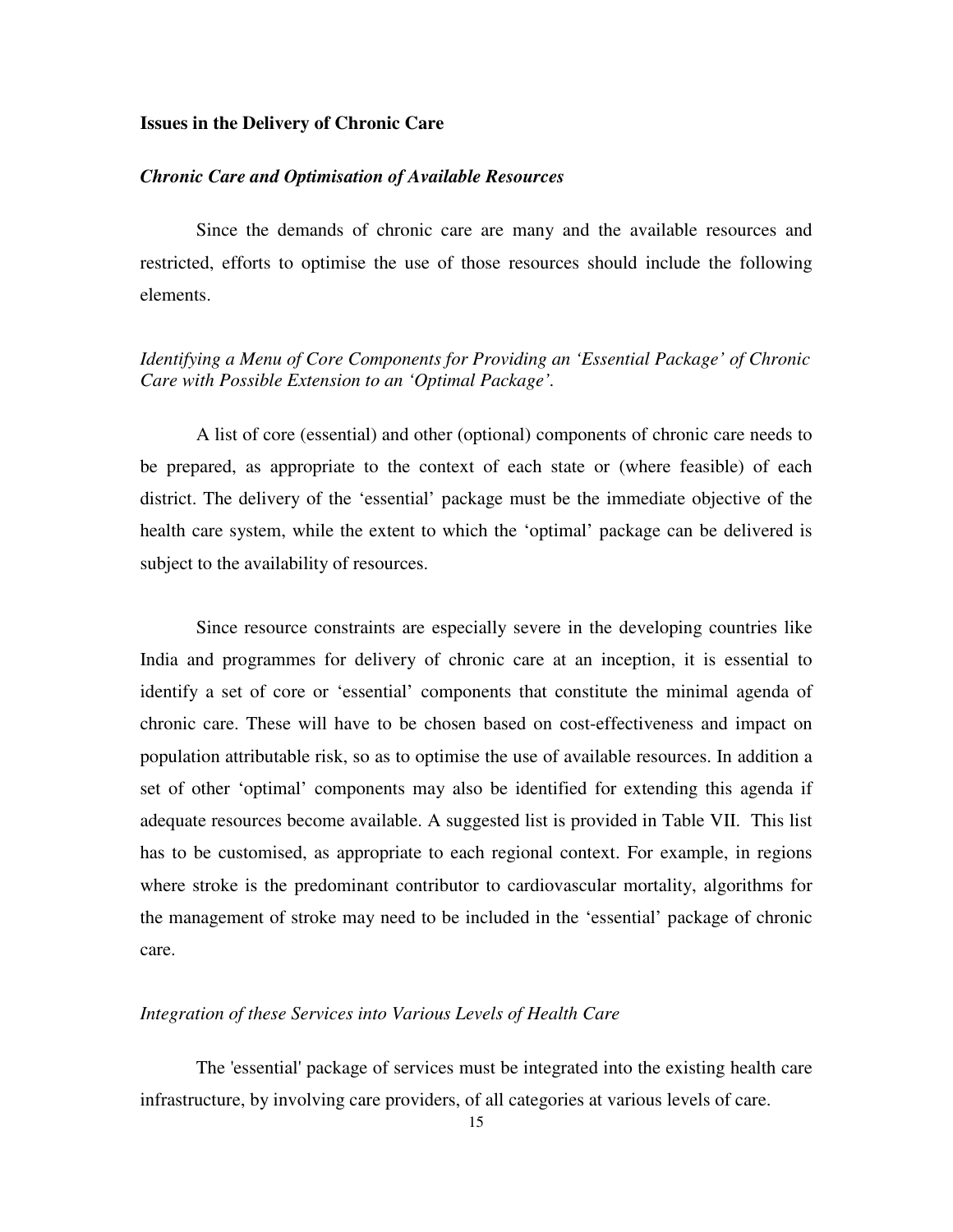## Issues in the Delivery of Chronic Care

### *Chronic Care and Optimisation of Available Resources*

Since the demands of chronic care are many and the available resources and restricted, efforts to optimise the use of those resources should include the following elements.

*Identifying a Menu of Core Components for Providing an 'Essential Package' of Chronic Care with Possible Extension to an 'Optimal Package'.*

A list of core (essential) and other (optional) components of chronic care needs to be prepared, as appropriate to the context of each state or (where feasible) of each district. The delivery of the 'essential' package must be the immediate objective of the health care system, while the extent to which the 'optimal' package can be delivered is subject to the availability of resources.

Since resource constraints are especially severe in the developing countries like India and programmes for delivery of chronic care at an inception, it is essential to identify a set of core or 'essential' components that constitute the minimal agenda of chronic care. These will have to be chosen based on cost-effectiveness and impact on population attributable risk, so as to optimise the use of available resources. In addition a set of other 'optimal' components may also be identified for extending this agenda if adequate resources become available. A suggested list is provided in Table VII. This list has to be customised, as appropriate to each regional context. For example, in regions where stroke is the predominant contributor to cardiovascular mortality, algorithms for the management of stroke may need to be included in the 'essential' package of chronic care.

*Integration of these Services into Various Levels of Health Care*

The 'essential' package of services must be integrated into the existing health care infrastructure, by involving care providers, of all categories at various levels of care.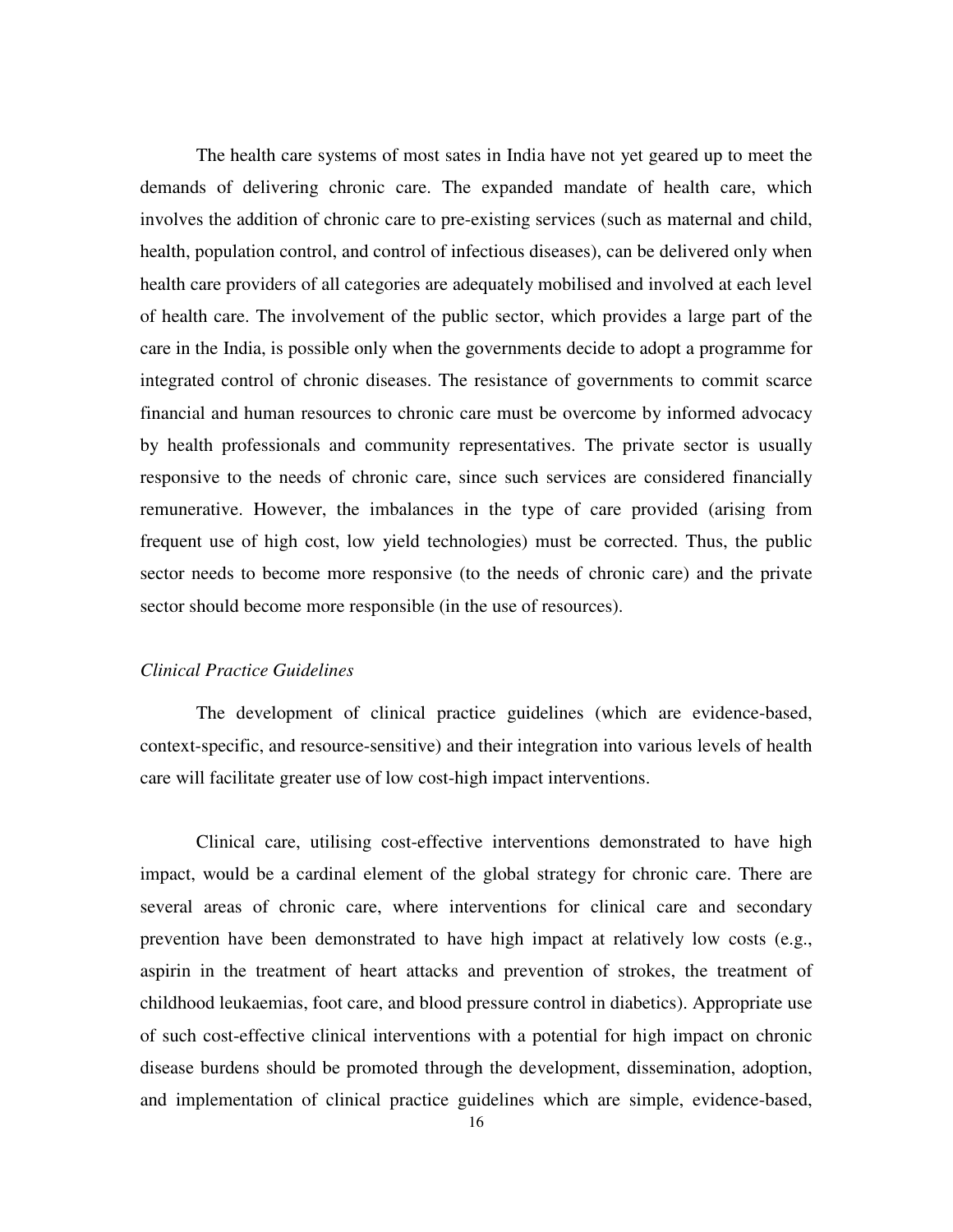The health care systems of most sates in India have not yet geared up to meet the demands of delivering chronic care. The expanded mandate of health care, which involves the addition of chronic care to pre-existing services (such as maternal and child, health, population control, and control of infectious diseases), can be delivered only when health care providers of all categories are adequately mobilised and involved at each level of health care. The involvement of the public sector, which provides a large part of the care in the India, is possible only when the governments decide to adopt a programme for integrated control of chronic diseases. The resistance of governments to commit scarce financial and human resources to chronic care must be overcome by informed advocacy by health professionals and community representatives. The private sector is usually responsive to the needs of chronic care, since such services are considered financially remunerative. However, the imbalances in the type of care provided (arising from frequent use of high cost, low yield technologies) must be corrected. Thus, the public sector needs to become more responsive (to the needs of chronic care) and the private sector should become more responsible (in the use of resources).

*Clinical Practice Guidelines*

The development of clinical practice guidelines (which are evidence-based, context-specific, and resource-sensitive) and their integration into various levels of health care will facilitate greater use of low cost-high impact interventions.

Clinical care, utilising cost-effective interventions demonstrated to have high impact, would be a cardinal element of the global strategy for chronic care. There are several areas of chronic care, where interventions for clinical care and secondary prevention have been demonstrated to have high impact at relatively low costs (e.g., aspirin in the treatment of heart attacks and prevention of strokes, the treatment of childhood leukaemias, foot care, and blood pressure control in diabetics). Appropriate use of such cost-effective clinical interventions with a potential for high impact on chronic disease burdens should be promoted through the development, dissemination, adoption, and implementation of clinical practice guidelines which are simple, evidence-based,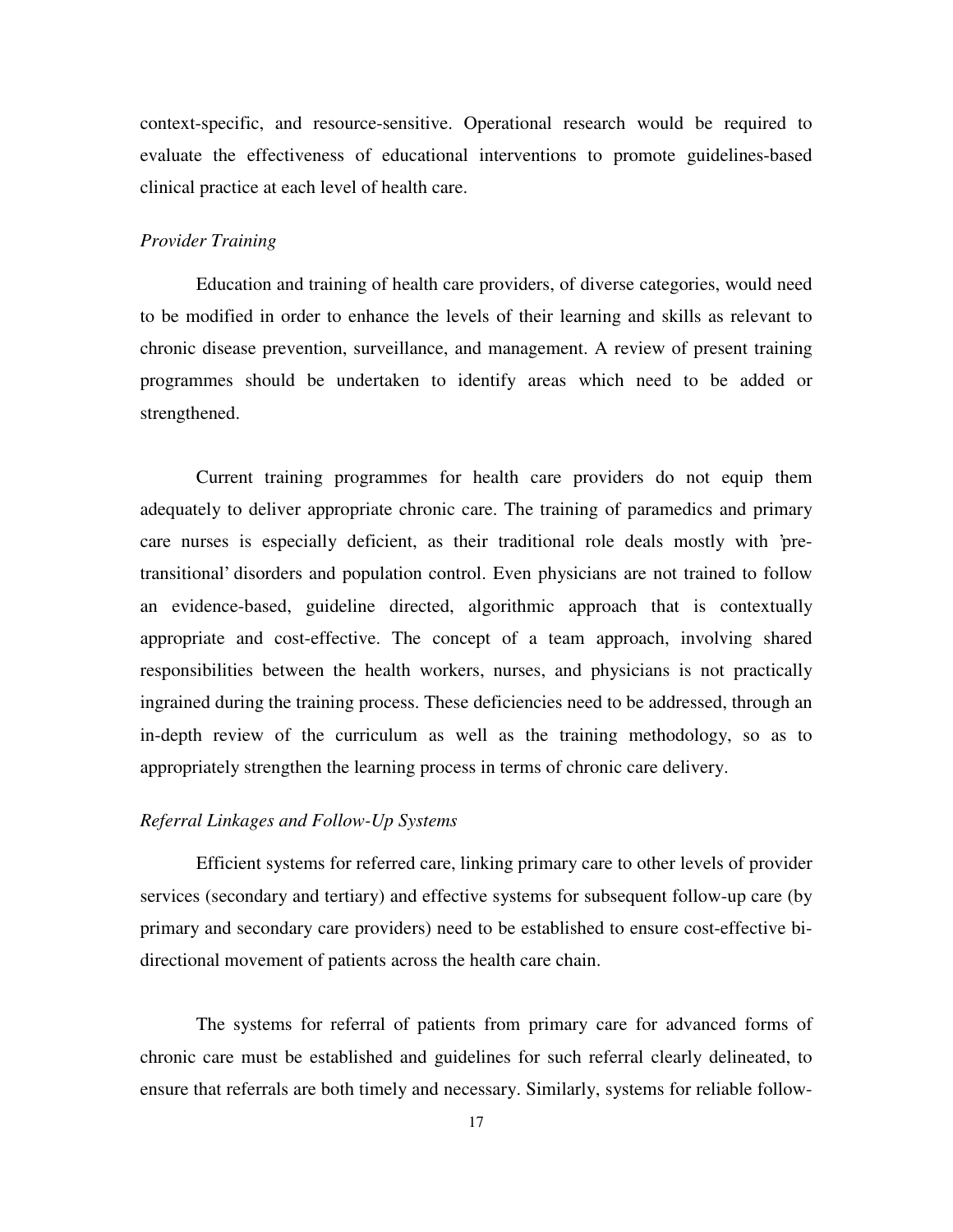context-specific, and resource-sensitive. Operational research would be required to evaluate the effectiveness of educational interventions to promote guidelines-based clinical practice at each level of health care.

*Provider Training*

Education and training of health care providers, of diverse categories, would need to be modified in order to enhance the levels of their learning and skills as relevant to chronic disease prevention, surveillance, and management. A review of present training programmes should be undertaken to identify areas which need to be added or strengthened.

Current training programmes for health care providers do not equip them adequately to deliver appropriate chronic care. The training of paramedics and primary care nurses is especially deficient, as their traditional role deals mostly with 'pre-transitional' disorders and population control. Even physicians are not trained to follow an evidence-based, guideline directed, algorithmic approach that is contextually appropriate and cost-effective. The concept of a team approach, involving shared responsibilities between the health workers, nurses, and physicians is not practically ingrained during the training process. These deficiencies need to be addressed, through an in-depth review of the curriculum as well as the training methodology, so as to appropriately strengthen the learning process in terms of chronic care delivery.

*Referral Linkages and Follow-Up Systems*

Efficient systems for referred care, linking primary care to other levels of provider services (secondary and tertiary) and effective systems for subsequent follow-up care (by primary and secondary care providers) need to be established to ensure cost-effective bi-directional movement of patients across the health care chain.

The systems for referral of patients from primary care for advanced forms of chronic care must be established and guidelines for such referral clearly delineated, to ensure that referrals are both timely and necessary. Similarly, systems for reliable follow-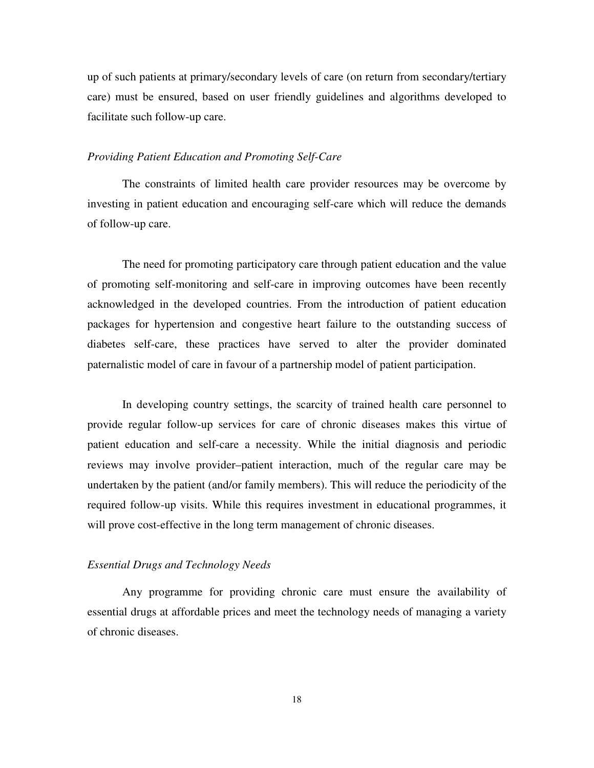up of such patients at primary/secondary levels of care (on return from secondary/tertiary care) must be ensured, based on user friendly guidelines and algorithms developed to facilitate such follow-up care.

*Providing Patient Education and Promoting Self-Care*

The constraints of limited health care provider resources may be overcome by investing in patient education and encouraging self-care which will reduce the demands of follow-up care.

The need for promoting participatory care through patient education and the value of promoting self-monitoring and self-care in improving outcomes have been recently acknowledged in the developed countries. From the introduction of patient education packages for hypertension and congestive heart failure to the outstanding success of diabetes self-care, these practices have served to alter the provider dominated paternalistic model of care in favour of a partnership model of patient participation.

In developing country settings, the scarcity of trained health care personnel to provide regular follow-up services for care of chronic diseases makes this virtue of patient education and self-care a necessity. While the initial diagnosis and periodic reviews may involve provider–patient interaction, much of the regular care may be undertaken by the patient (and/or family members). This will reduce the periodicity of the required follow-up visits. While this requires investment in educational programmes, it will prove cost-effective in the long term management of chronic diseases.

*Essential Drugs and Technology Needs*

Any programme for providing chronic care must ensure the availability of essential drugs at affordable prices and meet the technology needs of managing a variety of chronic diseases.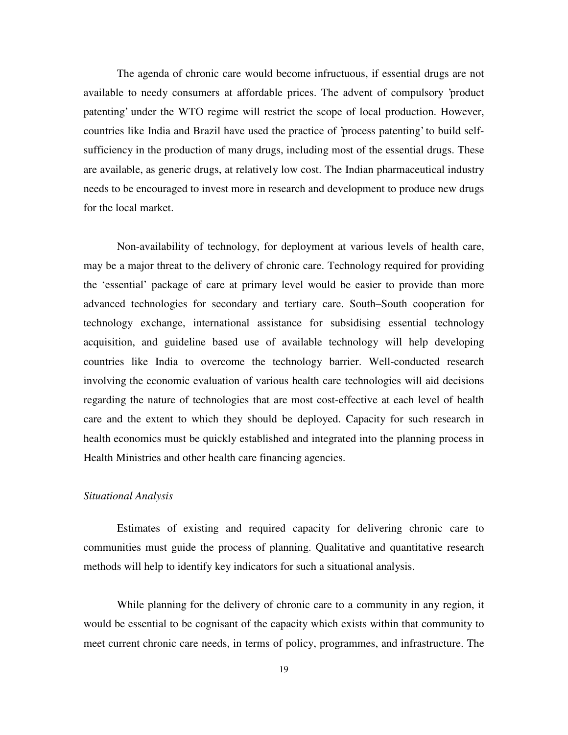The agenda of chronic care would become infructuous, if essential drugs are not available to needy consumers at affordable prices. The advent of compulsory 'product patenting' under the WTO regime will restrict the scope of local production. However, countries like India and Brazil have used the practice of 'process patenting' to build self-sufficiency in the production of many drugs, including most of the essential drugs. These are available, as generic drugs, at relatively low cost. The Indian pharmaceutical industry needs to be encouraged to invest more in research and development to produce new drugs for the local market.

Non-availability of technology, for deployment at various levels of health care, may be a major threat to the delivery of chronic care. Technology required for providing the 'essential' package of care at primary level would be easier to provide than more advanced technologies for secondary and tertiary care. South–South cooperation for technology exchange, international assistance for subsidising essential technology acquisition, and guideline based use of available technology will help developing countries like India to overcome the technology barrier. Well-conducted research involving the economic evaluation of various health care technologies will aid decisions regarding the nature of technologies that are most cost-effective at each level of health care and the extent to which they should be deployed. Capacity for such research in health economics must be quickly established and integrated into the planning process in Health Ministries and other health care financing agencies.

*Situational Analysis*

Estimates of existing and required capacity for delivering chronic care to communities must guide the process of planning. Qualitative and quantitative research methods will help to identify key indicators for such a situational analysis.

While planning for the delivery of chronic care to a community in any region, it would be essential to be cognisant of the capacity which exists within that community to meet current chronic care needs, in terms of policy, programmes, and infrastructure. The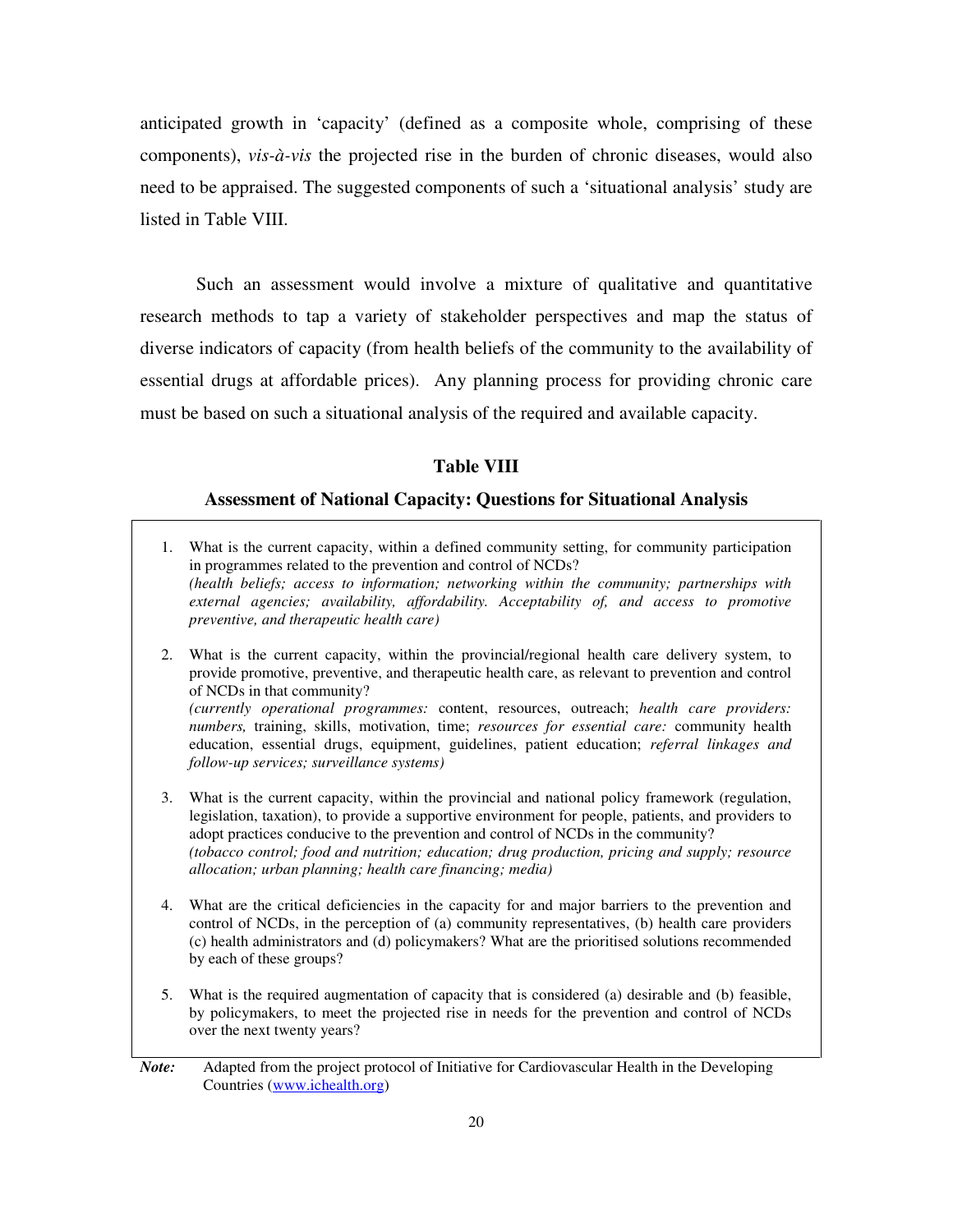anticipated growth in 'capacity' (defined as a composite whole, comprising of these components), *vis-à-vis* the projected rise in the burden of chronic diseases, would also need to be appraised. The suggested components of such a 'situational analysis' study are listed in Table VIII.

Such an assessment would involve a mixture of qualitative and quantitative research methods to tap a variety of stakeholder perspectives and map the status of diverse indicators of capacity (from health beliefs of the community to the availability of essential drugs at affordable prices). Any planning process for providing chronic care must be based on such a situational analysis of the required and available capacity.

**Table VIII**

**Assessment of National Capacity: Questions for Situational Analysis**

1. What is the current capacity, within a defined community setting, for community participation in programmes related to the prevention and control of NCDs?
   *(health beliefs; access to information; networking within the community; partnerships with external agencies; availability, affordability. Acceptability of, and access to promotive preventive, and therapeutic health care)*

2. What is the current capacity, within the provincial/regional health care delivery system, to provide promotive, preventive, and therapeutic health care, as relevant to prevention and control of NCDs in that community?
   *(currently operational programmes:* content, resources, outreach; *health care providers: numbers,* training, skills, motivation, time; *resources for essential care:* community health education, essential drugs, equipment, guidelines, patient education; *referral linkages and follow-up services; surveillance systems)*

3. What is the current capacity, within the provincial and national policy framework (regulation, legislation, taxation), to provide a supportive environment for people, patients, and providers to adopt practices conducive to the prevention and control of NCDs in the community?
   *(tobacco control; food and nutrition; education; drug production, pricing and supply; resource allocation; urban planning; health care financing; media)*

4. What are the critical deficiencies in the capacity for and major barriers to the prevention and control of NCDs, in the perception of (a) community representatives, (b) health care providers (c) health administrators and (d) policymakers? What are the prioritised solutions recommended by each of these groups?

5. What is the required augmentation of capacity that is considered (a) desirable and (b) feasible, by policymakers, to meet the projected rise in needs for the prevention and control of NCDs over the next twenty years?

***Note:*** Adapted from the project protocol of Initiative for Cardiovascular Health in the Developing Countries (www.ichealth.org)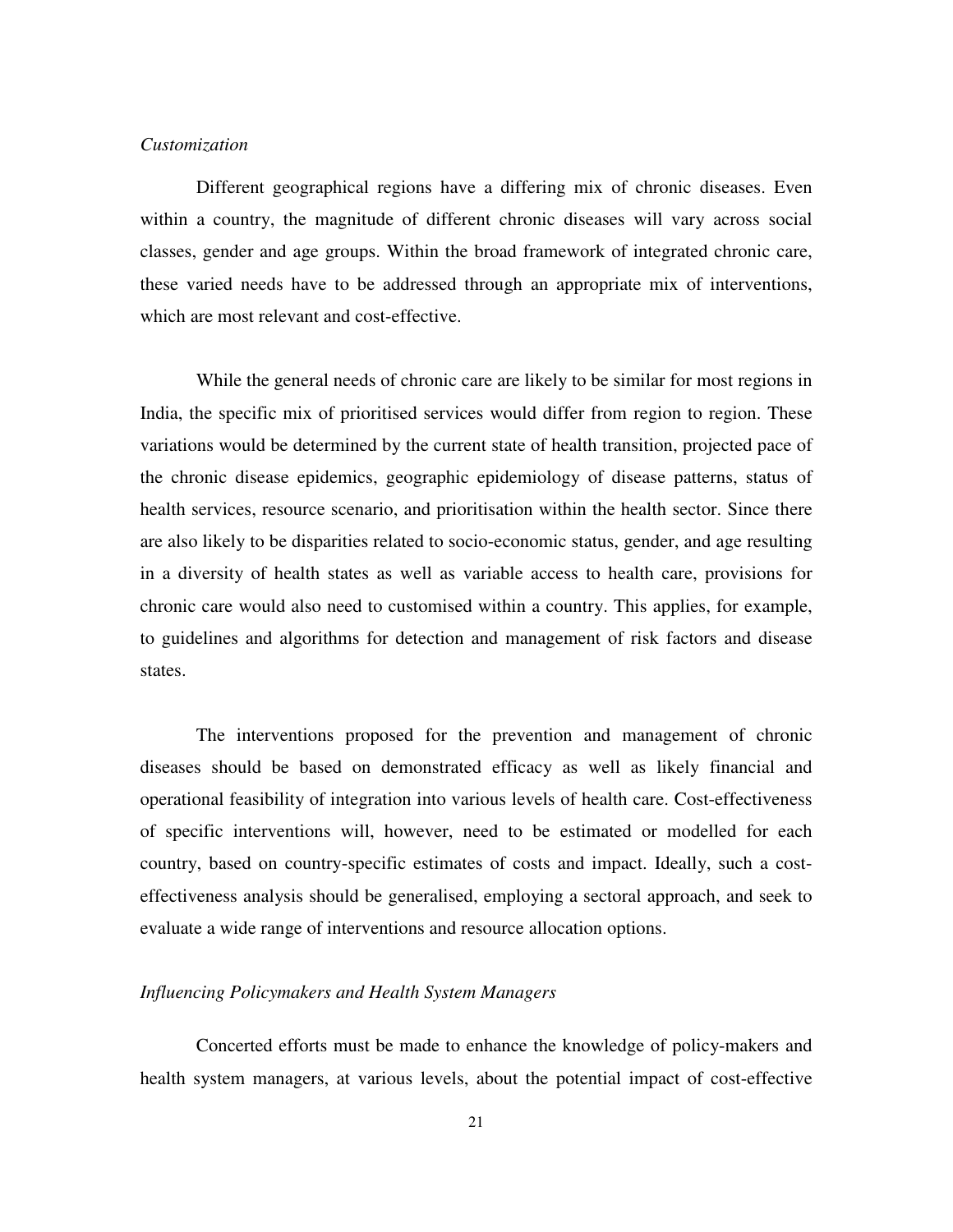*Customization*

Different geographical regions have a differing mix of chronic diseases. Even within a country, the magnitude of different chronic diseases will vary across social classes, gender and age groups. Within the broad framework of integrated chronic care, these varied needs have to be addressed through an appropriate mix of interventions, which are most relevant and cost-effective.

While the general needs of chronic care are likely to be similar for most regions in India, the specific mix of prioritised services would differ from region to region. These variations would be determined by the current state of health transition, projected pace of the chronic disease epidemics, geographic epidemiology of disease patterns, status of health services, resource scenario, and prioritisation within the health sector. Since there are also likely to be disparities related to socio-economic status, gender, and age resulting in a diversity of health states as well as variable access to health care, provisions for chronic care would also need to customised within a country. This applies, for example, to guidelines and algorithms for detection and management of risk factors and disease states.

The interventions proposed for the prevention and management of chronic diseases should be based on demonstrated efficacy as well as likely financial and operational feasibility of integration into various levels of health care. Cost-effectiveness of specific interventions will, however, need to be estimated or modelled for each country, based on country-specific estimates of costs and impact. Ideally, such a cost-effectiveness analysis should be generalised, employing a sectoral approach, and seek to evaluate a wide range of interventions and resource allocation options.

*Influencing Policymakers and Health System Managers*

Concerted efforts must be made to enhance the knowledge of policy-makers and health system managers, at various levels, about the potential impact of cost-effective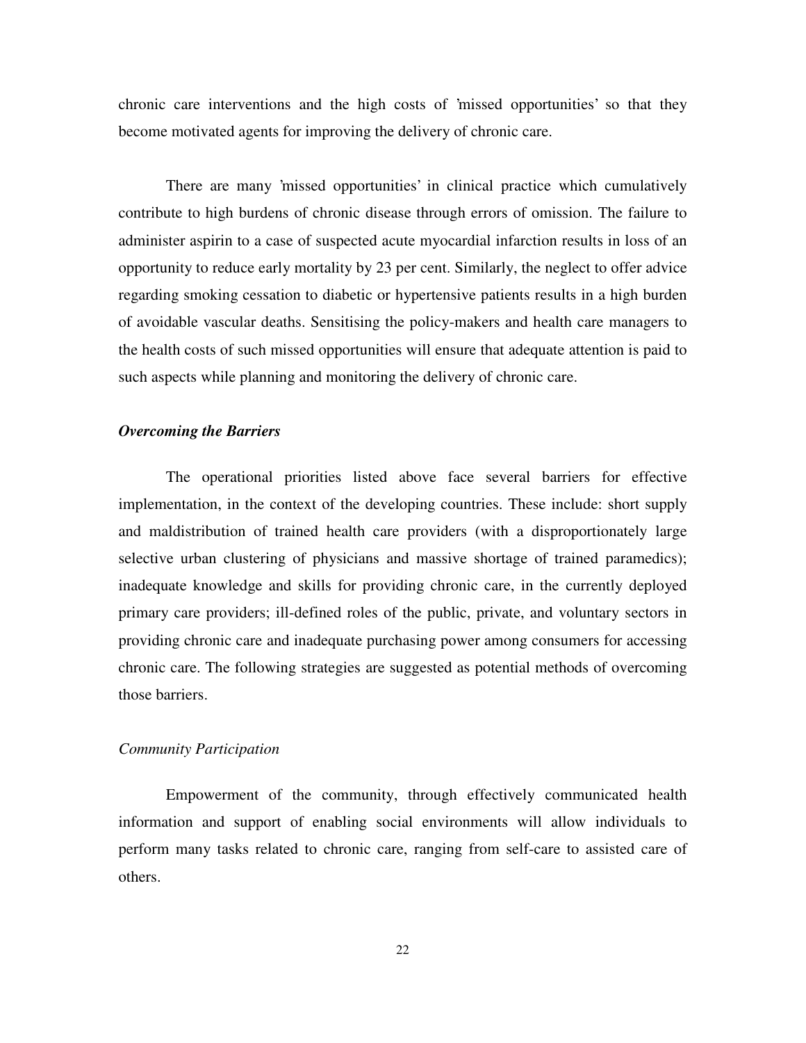chronic care interventions and the high costs of 'missed opportunities' so that they become motivated agents for improving the delivery of chronic care.

There are many 'missed opportunities' in clinical practice which cumulatively contribute to high burdens of chronic disease through errors of omission. The failure to administer aspirin to a case of suspected acute myocardial infarction results in loss of an opportunity to reduce early mortality by 23 per cent. Similarly, the neglect to offer advice regarding smoking cessation to diabetic or hypertensive patients results in a high burden of avoidable vascular deaths. Sensitising the policy-makers and health care managers to the health costs of such missed opportunities will ensure that adequate attention is paid to such aspects while planning and monitoring the delivery of chronic care.

### ***Overcoming the Barriers***

The operational priorities listed above face several barriers for effective implementation, in the context of the developing countries. These include: short supply and maldistribution of trained health care providers (with a disproportionately large selective urban clustering of physicians and massive shortage of trained paramedics); inadequate knowledge and skills for providing chronic care, in the currently deployed primary care providers; ill-defined roles of the public, private, and voluntary sectors in providing chronic care and inadequate purchasing power among consumers for accessing chronic care. The following strategies are suggested as potential methods of overcoming those barriers.

#### *Community Participation*

Empowerment of the community, through effectively communicated health information and support of enabling social environments will allow individuals to perform many tasks related to chronic care, ranging from self-care to assisted care of others.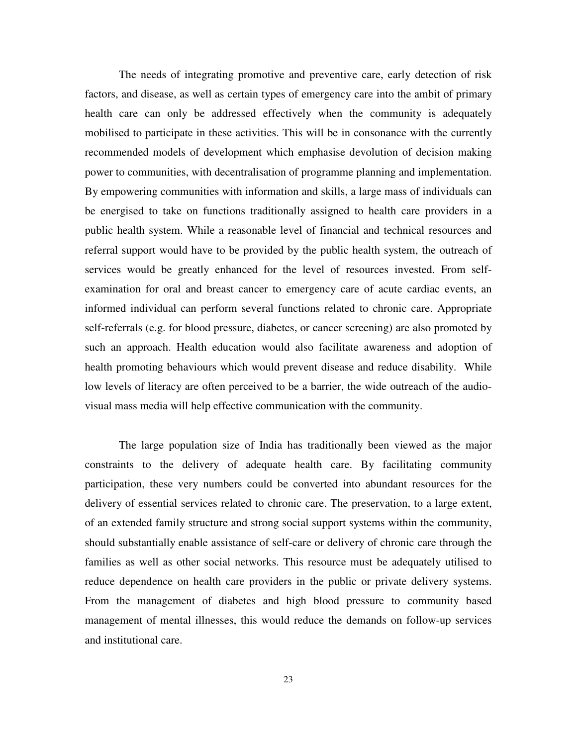The needs of integrating promotive and preventive care, early detection of risk factors, and disease, as well as certain types of emergency care into the ambit of primary health care can only be addressed effectively when the community is adequately mobilised to participate in these activities. This will be in consonance with the currently recommended models of development which emphasise devolution of decision making power to communities, with decentralisation of programme planning and implementation. By empowering communities with information and skills, a large mass of individuals can be energised to take on functions traditionally assigned to health care providers in a public health system. While a reasonable level of financial and technical resources and referral support would have to be provided by the public health system, the outreach of services would be greatly enhanced for the level of resources invested. From self-examination for oral and breast cancer to emergency care of acute cardiac events, an informed individual can perform several functions related to chronic care. Appropriate self-referrals (e.g. for blood pressure, diabetes, or cancer screening) are also promoted by such an approach. Health education would also facilitate awareness and adoption of health promoting behaviours which would prevent disease and reduce disability. While low levels of literacy are often perceived to be a barrier, the wide outreach of the audio-visual mass media will help effective communication with the community.

The large population size of India has traditionally been viewed as the major constraints to the delivery of adequate health care. By facilitating community participation, these very numbers could be converted into abundant resources for the delivery of essential services related to chronic care. The preservation, to a large extent, of an extended family structure and strong social support systems within the community, should substantially enable assistance of self-care or delivery of chronic care through the families as well as other social networks. This resource must be adequately utilised to reduce dependence on health care providers in the public or private delivery systems. From the management of diabetes and high blood pressure to community based management of mental illnesses, this would reduce the demands on follow-up services and institutional care.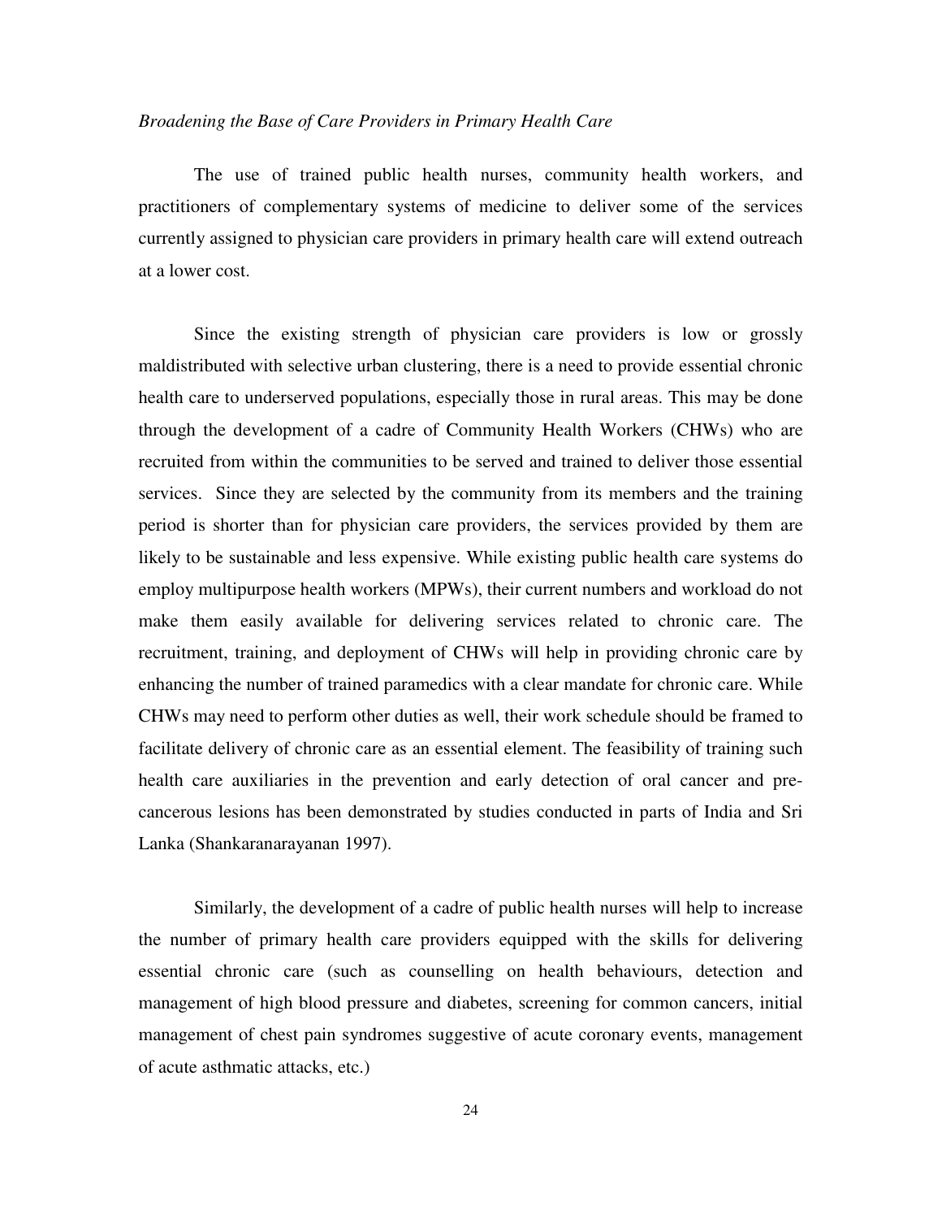*Broadening the Base of Care Providers in Primary Health Care*

The use of trained public health nurses, community health workers, and practitioners of complementary systems of medicine to deliver some of the services currently assigned to physician care providers in primary health care will extend outreach at a lower cost.

Since the existing strength of physician care providers is low or grossly maldistributed with selective urban clustering, there is a need to provide essential chronic health care to underserved populations, especially those in rural areas. This may be done through the development of a cadre of Community Health Workers (CHWs) who are recruited from within the communities to be served and trained to deliver those essential services. Since they are selected by the community from its members and the training period is shorter than for physician care providers, the services provided by them are likely to be sustainable and less expensive. While existing public health care systems do employ multipurpose health workers (MPWs), their current numbers and workload do not make them easily available for delivering services related to chronic care. The recruitment, training, and deployment of CHWs will help in providing chronic care by enhancing the number of trained paramedics with a clear mandate for chronic care. While CHWs may need to perform other duties as well, their work schedule should be framed to facilitate delivery of chronic care as an essential element. The feasibility of training such health care auxiliaries in the prevention and early detection of oral cancer and pre-cancerous lesions has been demonstrated by studies conducted in parts of India and Sri Lanka (Shankaranarayanan 1997).

Similarly, the development of a cadre of public health nurses will help to increase the number of primary health care providers equipped with the skills for delivering essential chronic care (such as counselling on health behaviours, detection and management of high blood pressure and diabetes, screening for common cancers, initial management of chest pain syndromes suggestive of acute coronary events, management of acute asthmatic attacks, etc.)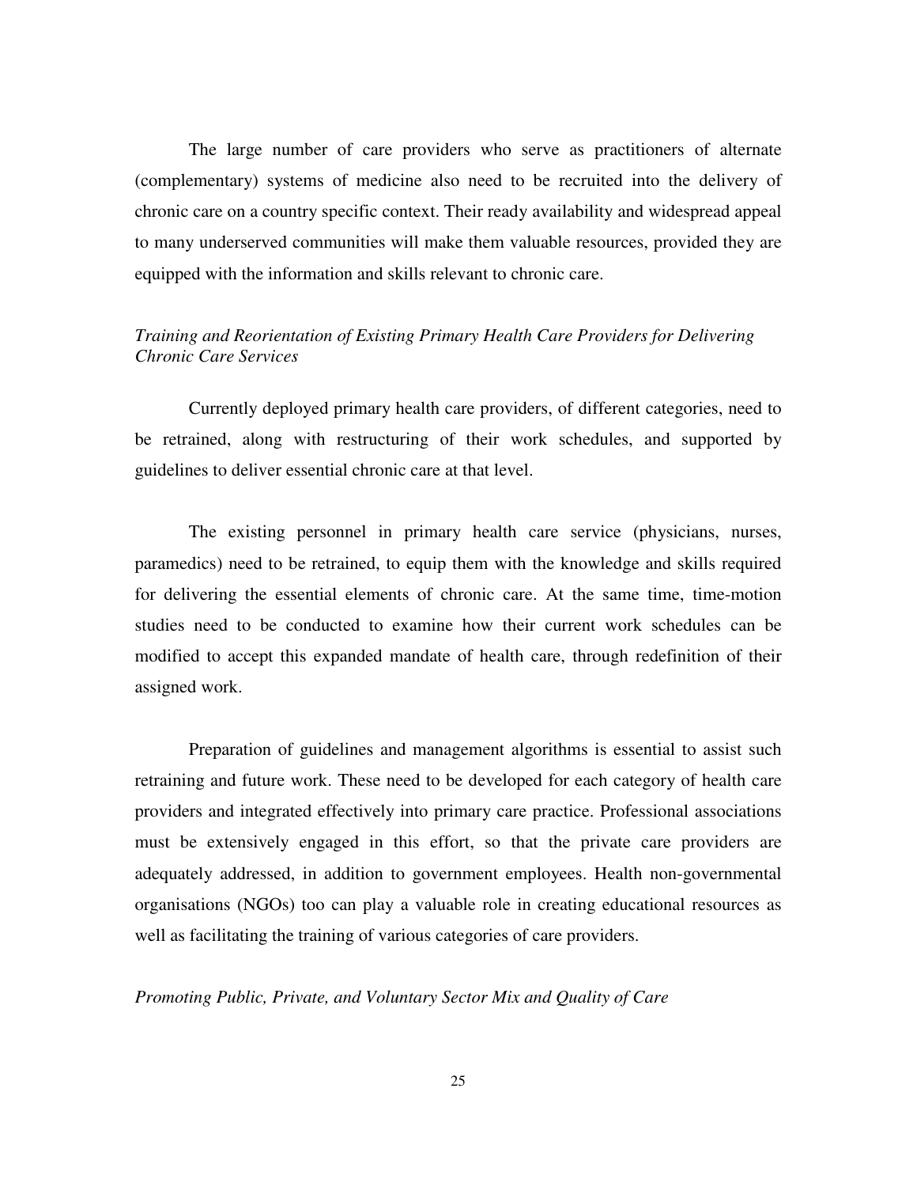The large number of care providers who serve as practitioners of alternate (complementary) systems of medicine also need to be recruited into the delivery of chronic care on a country specific context. Their ready availability and widespread appeal to many underserved communities will make them valuable resources, provided they are equipped with the information and skills relevant to chronic care.

### *Training and Reorientation of Existing Primary Health Care Providers for Delivering Chronic Care Services*

Currently deployed primary health care providers, of different categories, need to be retrained, along with restructuring of their work schedules, and supported by guidelines to deliver essential chronic care at that level.

The existing personnel in primary health care service (physicians, nurses, paramedics) need to be retrained, to equip them with the knowledge and skills required for delivering the essential elements of chronic care. At the same time, time-motion studies need to be conducted to examine how their current work schedules can be modified to accept this expanded mandate of health care, through redefinition of their assigned work.

Preparation of guidelines and management algorithms is essential to assist such retraining and future work. These need to be developed for each category of health care providers and integrated effectively into primary care practice. Professional associations must be extensively engaged in this effort, so that the private care providers are adequately addressed, in addition to government employees. Health non-governmental organisations (NGOs) too can play a valuable role in creating educational resources as well as facilitating the training of various categories of care providers.

### *Promoting Public, Private, and Voluntary Sector Mix and Quality of Care*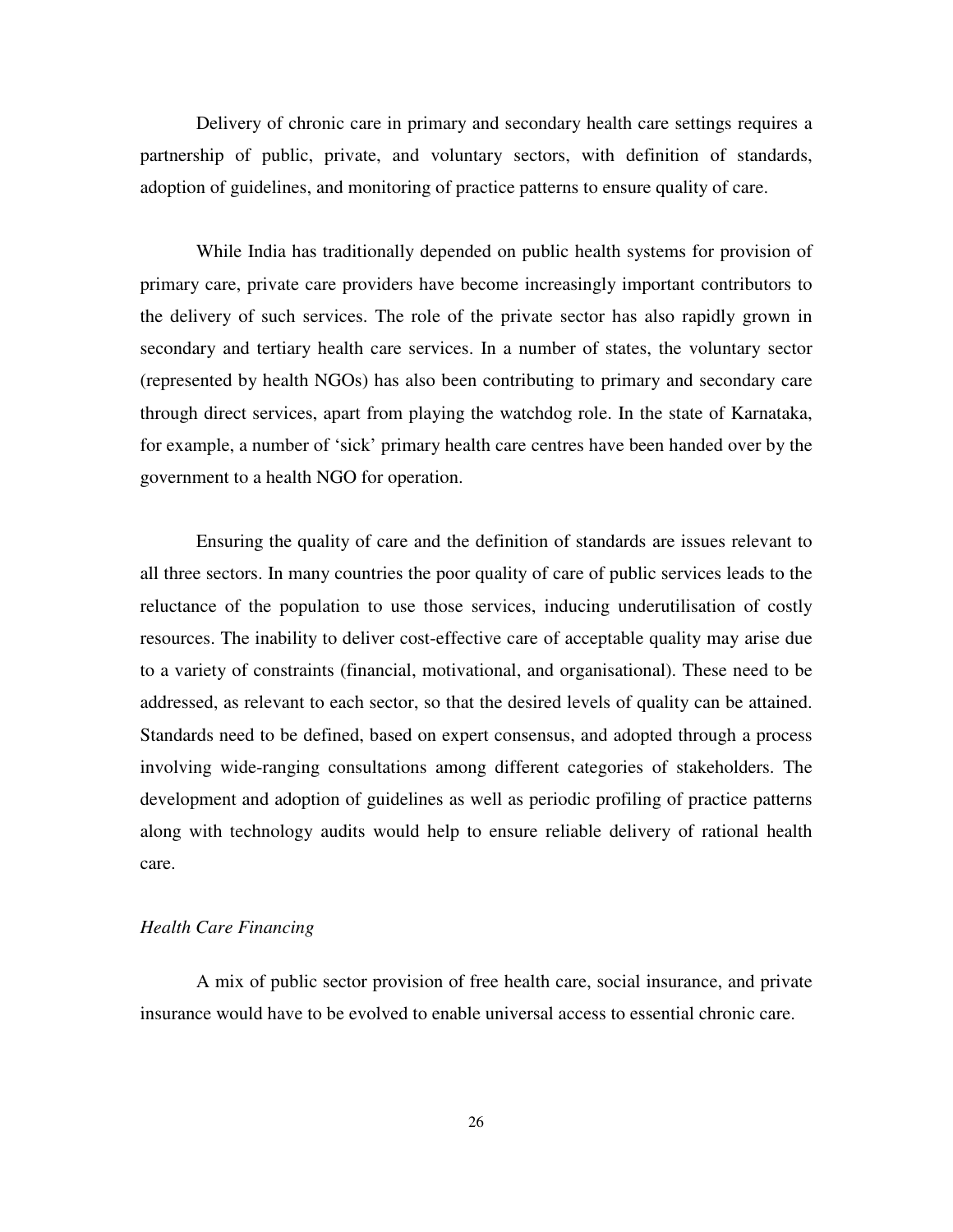Delivery of chronic care in primary and secondary health care settings requires a partnership of public, private, and voluntary sectors, with definition of standards, adoption of guidelines, and monitoring of practice patterns to ensure quality of care.

While India has traditionally depended on public health systems for provision of primary care, private care providers have become increasingly important contributors to the delivery of such services. The role of the private sector has also rapidly grown in secondary and tertiary health care services. In a number of states, the voluntary sector (represented by health NGOs) has also been contributing to primary and secondary care through direct services, apart from playing the watchdog role. In the state of Karnataka, for example, a number of 'sick' primary health care centres have been handed over by the government to a health NGO for operation.

Ensuring the quality of care and the definition of standards are issues relevant to all three sectors. In many countries the poor quality of care of public services leads to the reluctance of the population to use those services, inducing underutilisation of costly resources. The inability to deliver cost-effective care of acceptable quality may arise due to a variety of constraints (financial, motivational, and organisational). These need to be addressed, as relevant to each sector, so that the desired levels of quality can be attained. Standards need to be defined, based on expert consensus, and adopted through a process involving wide-ranging consultations among different categories of stakeholders. The development and adoption of guidelines as well as periodic profiling of practice patterns along with technology audits would help to ensure reliable delivery of rational health care.

*Health Care Financing*

A mix of public sector provision of free health care, social insurance, and private insurance would have to be evolved to enable universal access to essential chronic care.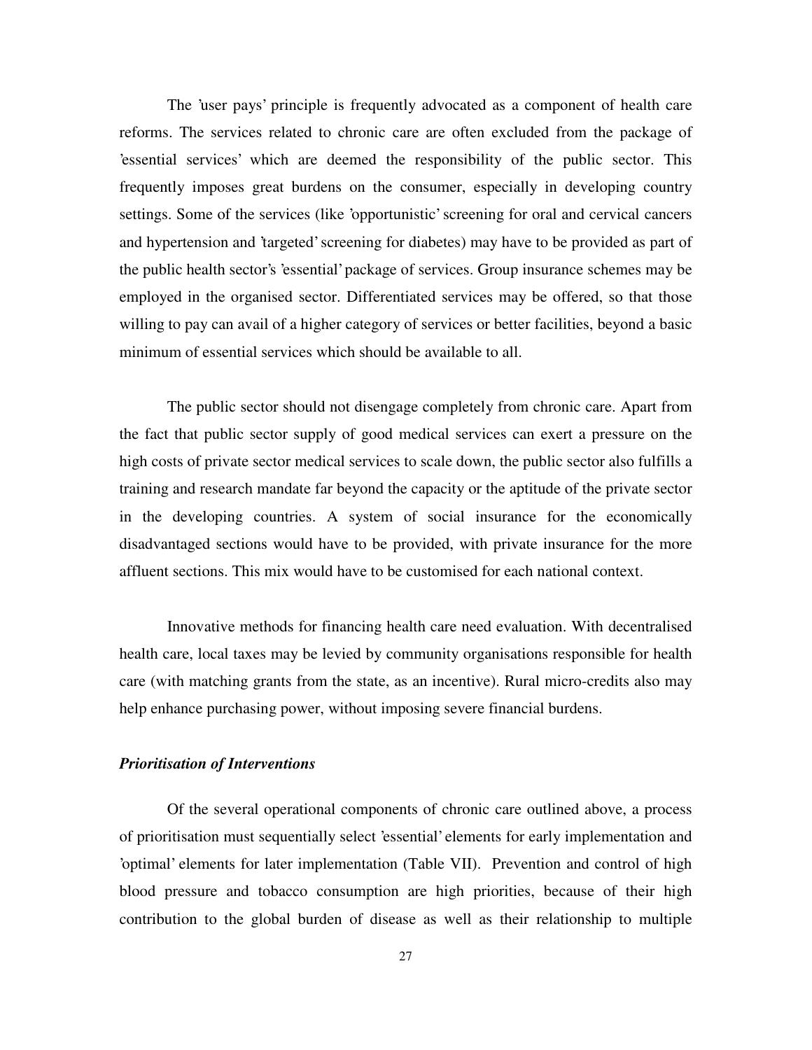The 'user pays' principle is frequently advocated as a component of health care reforms. The services related to chronic care are often excluded from the package of 'essential services' which are deemed the responsibility of the public sector. This frequently imposes great burdens on the consumer, especially in developing country settings. Some of the services (like 'opportunistic' screening for oral and cervical cancers and hypertension and 'targeted' screening for diabetes) may have to be provided as part of the public health sector's 'essential' package of services. Group insurance schemes may be employed in the organised sector. Differentiated services may be offered, so that those willing to pay can avail of a higher category of services or better facilities, beyond a basic minimum of essential services which should be available to all.

The public sector should not disengage completely from chronic care. Apart from the fact that public sector supply of good medical services can exert a pressure on the high costs of private sector medical services to scale down, the public sector also fulfills a training and research mandate far beyond the capacity or the aptitude of the private sector in the developing countries. A system of social insurance for the economically disadvantaged sections would have to be provided, with private insurance for the more affluent sections. This mix would have to be customised for each national context.

Innovative methods for financing health care need evaluation. With decentralised health care, local taxes may be levied by community organisations responsible for health care (with matching grants from the state, as an incentive). Rural micro-credits also may help enhance purchasing power, without imposing severe financial burdens.

### *Prioritisation of Interventions*

Of the several operational components of chronic care outlined above, a process of prioritisation must sequentially select 'essential' elements for early implementation and 'optimal' elements for later implementation (Table VII). Prevention and control of high blood pressure and tobacco consumption are high priorities, because of their high contribution to the global burden of disease as well as their relationship to multiple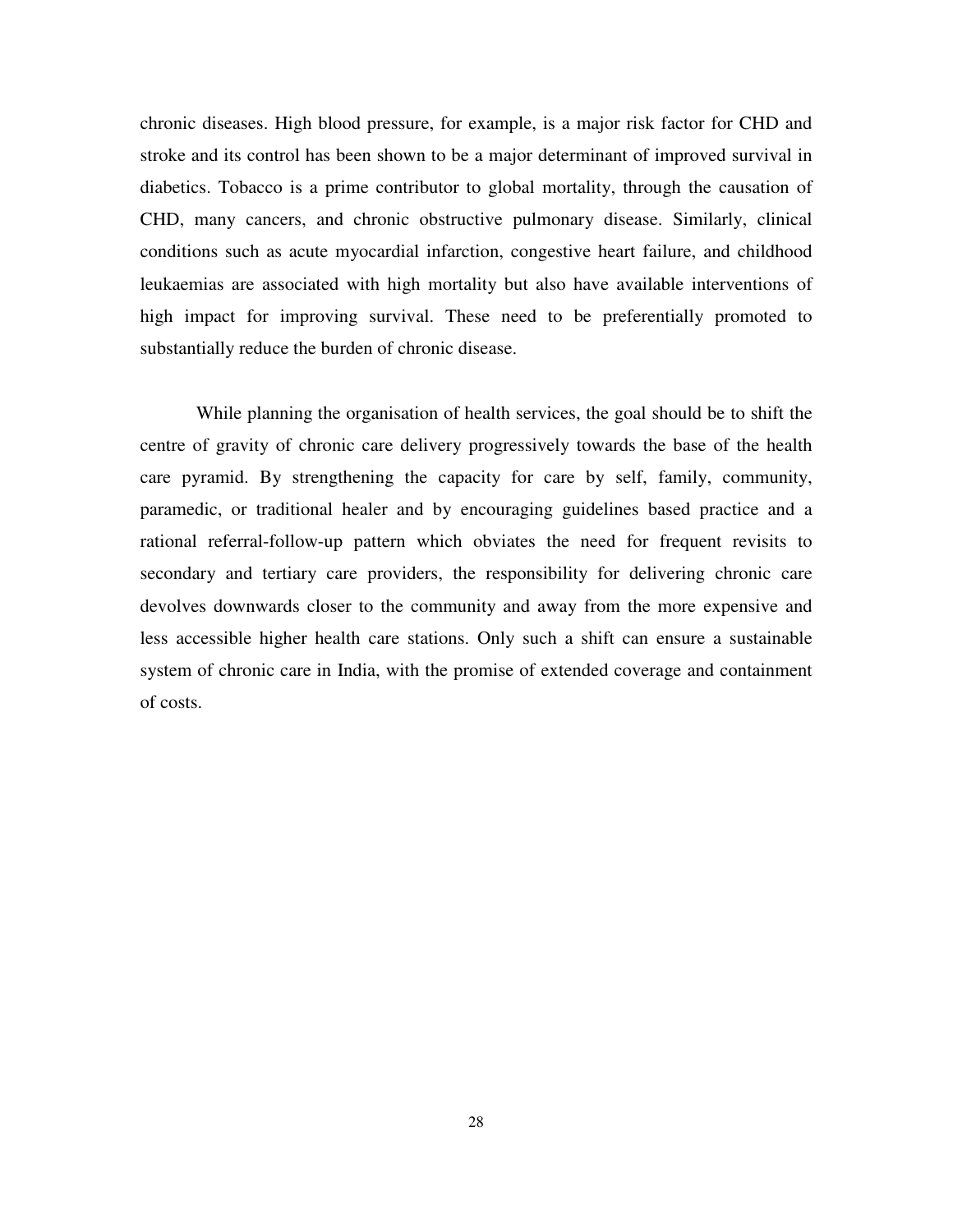chronic diseases. High blood pressure, for example, is a major risk factor for CHD and stroke and its control has been shown to be a major determinant of improved survival in diabetics. Tobacco is a prime contributor to global mortality, through the causation of CHD, many cancers, and chronic obstructive pulmonary disease. Similarly, clinical conditions such as acute myocardial infarction, congestive heart failure, and childhood leukaemias are associated with high mortality but also have available interventions of high impact for improving survival. These need to be preferentially promoted to substantially reduce the burden of chronic disease.

While planning the organisation of health services, the goal should be to shift the centre of gravity of chronic care delivery progressively towards the base of the health care pyramid. By strengthening the capacity for care by self, family, community, paramedic, or traditional healer and by encouraging guidelines based practice and a rational referral-follow-up pattern which obviates the need for frequent revisits to secondary and tertiary care providers, the responsibility for delivering chronic care devolves downwards closer to the community and away from the more expensive and less accessible higher health care stations. Only such a shift can ensure a sustainable system of chronic care in India, with the promise of extended coverage and containment of costs.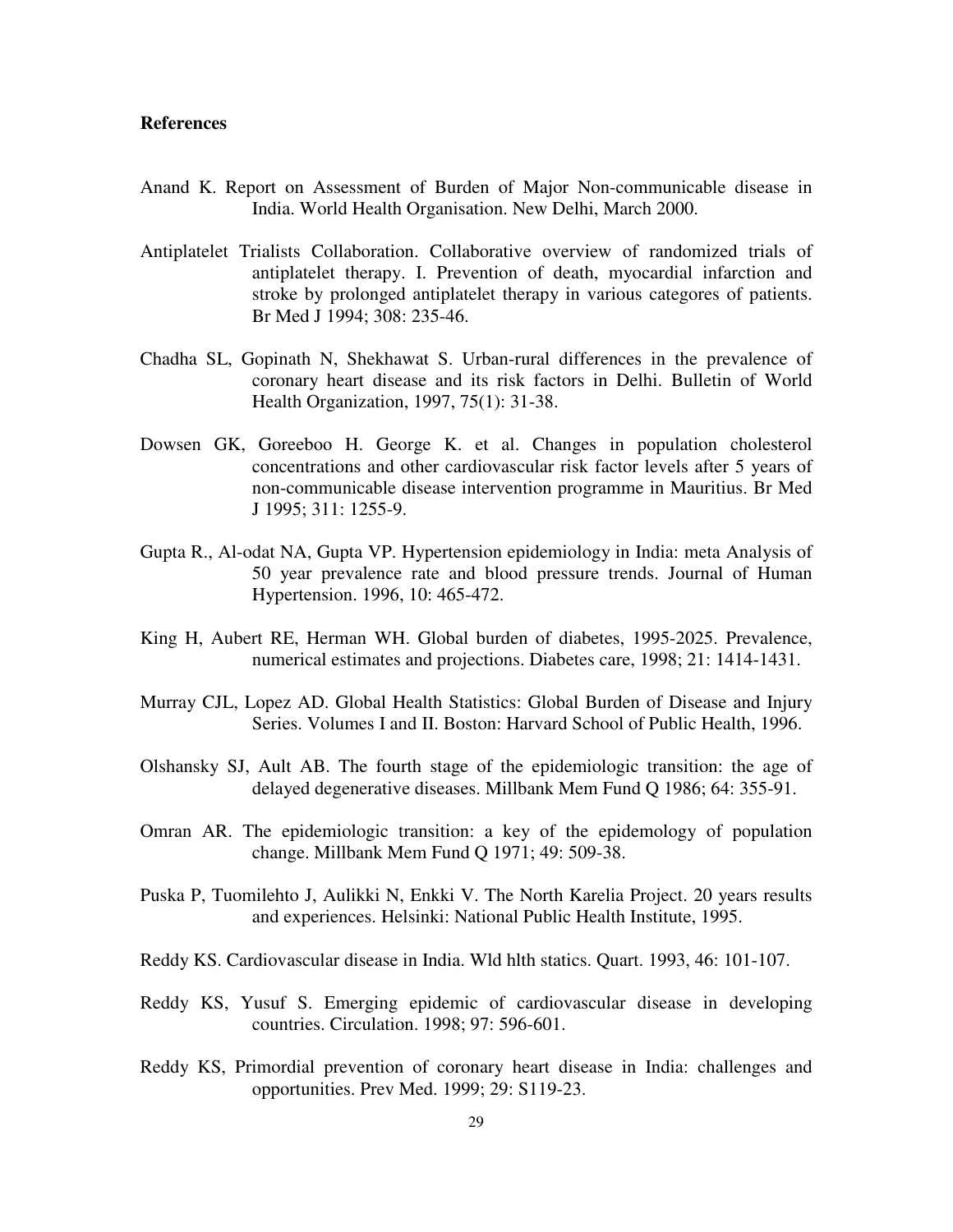**References**

Anand K. Report on Assessment of Burden of Major Non-communicable disease in India. World Health Organisation. New Delhi, March 2000.

Antiplatelet Trialists Collaboration. Collaborative overview of randomized trials of antiplatelet therapy. I. Prevention of death, myocardial infarction and stroke by prolonged antiplatelet therapy in various categores of patients. Br Med J 1994; 308: 235-46.

Chadha SL, Gopinath N, Shekhawat S. Urban-rural differences in the prevalence of coronary heart disease and its risk factors in Delhi. Bulletin of World Health Organization, 1997, 75(1): 31-38.

Dowsen GK, Goreeboo H. George K. et al. Changes in population cholesterol concentrations and other cardiovascular risk factor levels after 5 years of non-communicable disease intervention programme in Mauritius. Br Med J 1995; 311: 1255-9.

Gupta R., Al-odat NA, Gupta VP. Hypertension epidemiology in India: meta Analysis of 50 year prevalence rate and blood pressure trends. Journal of Human Hypertension. 1996, 10: 465-472.

King H, Aubert RE, Herman WH. Global burden of diabetes, 1995-2025. Prevalence, numerical estimates and projections. Diabetes care, 1998; 21: 1414-1431.

Murray CJL, Lopez AD. Global Health Statistics: Global Burden of Disease and Injury Series. Volumes I and II. Boston: Harvard School of Public Health, 1996.

Olshansky SJ, Ault AB. The fourth stage of the epidemiologic transition: the age of delayed degenerative diseases. Millbank Mem Fund Q 1986; 64: 355-91.

Omran AR. The epidemiologic transition: a key of the epidemology of population change. Millbank Mem Fund Q 1971; 49: 509-38.

Puska P, Tuomilehto J, Aulikki N, Enkki V. The North Karelia Project. 20 years results and experiences. Helsinki: National Public Health Institute, 1995.

Reddy KS. Cardiovascular disease in India. Wld hlth statics. Quart. 1993, 46: 101-107.

Reddy KS, Yusuf S. Emerging epidemic of cardiovascular disease in developing countries. Circulation. 1998; 97: 596-601.

Reddy KS, Primordial prevention of coronary heart disease in India: challenges and opportunities. Prev Med. 1999; 29: S119-23.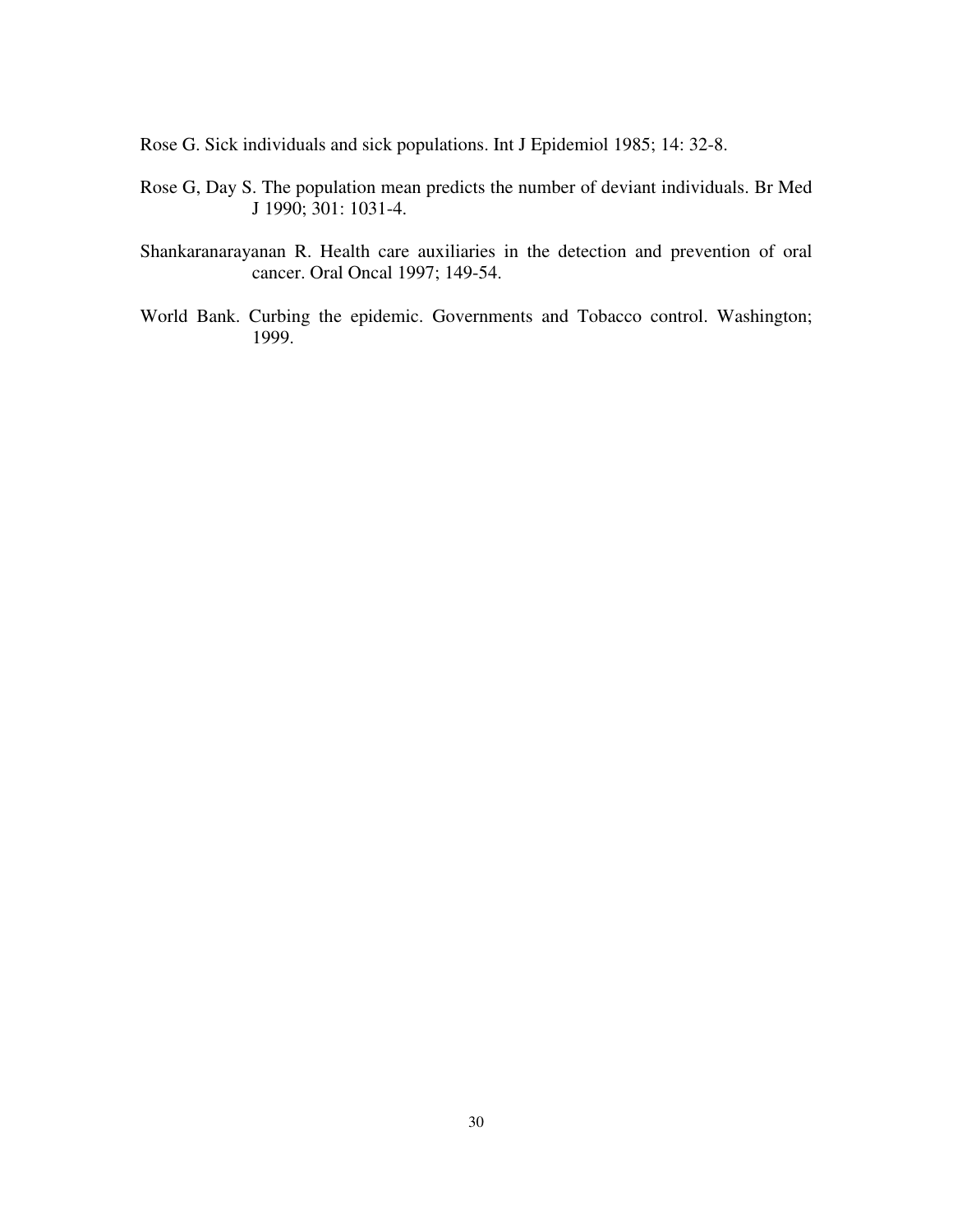Rose G. Sick individuals and sick populations. Int J Epidemiol 1985; 14: 32-8.

Rose G, Day S. The population mean predicts the number of deviant individuals. Br Med J 1990; 301: 1031-4.

Shankaranarayanan R. Health care auxiliaries in the detection and prevention of oral cancer. Oral Oncal 1997; 149-54.

World Bank. Curbing the epidemic. Governments and Tobacco control. Washington; 1999.